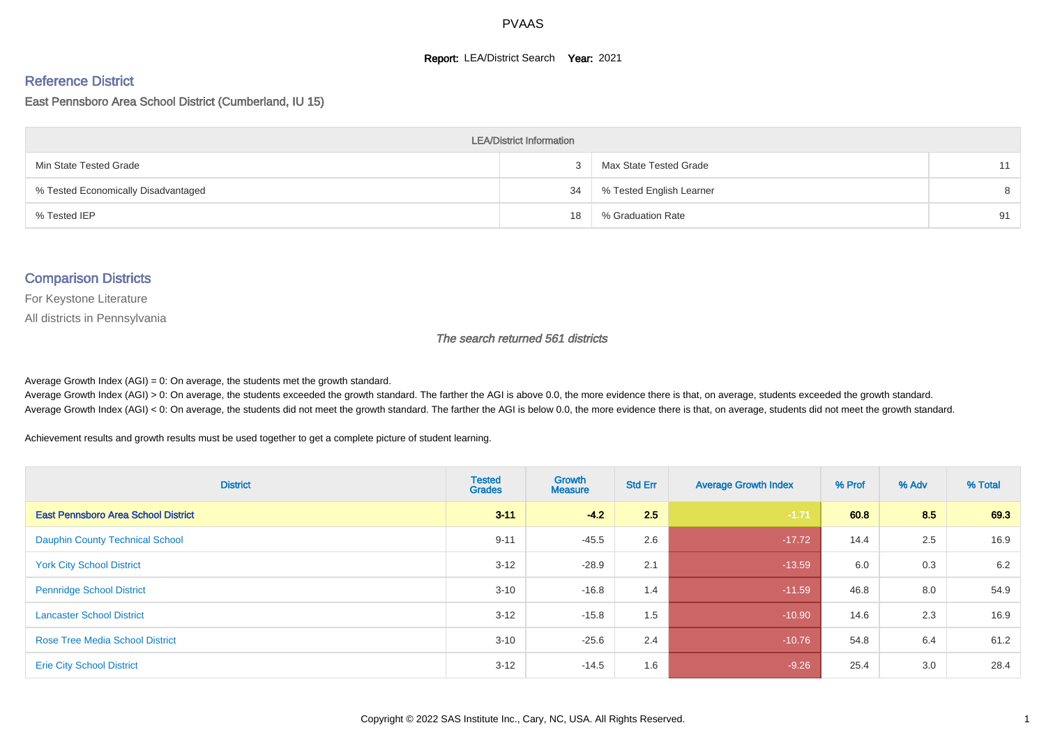# PVAAS

**Report:** LEA/District Search **Year:** 2021

## Reference District

East Pennsboro Area School District (Cumberland, IU 15)

| LEA/District Information | | | |
|---|---|---|---|
| Min State Tested Grade | 3 | Max State Tested Grade | 11 |
| % Tested Economically Disadvantaged | 34 | % Tested English Learner | 8 |
| % Tested IEP | 18 | % Graduation Rate | 91 |

## Comparison Districts

For Keystone Literature

All districts in Pennsylvania

*The search returned 561 districts*

Average Growth Index (AGI) = 0: On average, the students met the growth standard.

Average Growth Index (AGI) > 0: On average, the students exceeded the growth standard. The farther the AGI is above 0.0, the more evidence there is that, on average, students exceeded the growth standard.

Average Growth Index (AGI) < 0: On average, the students did not meet the growth standard. The farther the AGI is below 0.0, the more evidence there is that, on average, students did not meet the growth standard.

Achievement results and growth results must be used together to get a complete picture of student learning.

| District | Tested Grades | Growth Measure | Std Err | Average Growth Index | % Prof | % Adv | % Total |
|---|---|---|---|---|---|---|---|
| **East Pennsboro Area School District** | **3-11** | **-4.2** | **2.5** | **-1.71** | **60.8** | **8.5** | **69.3** |
| Dauphin County Technical School | 9-11 | -45.5 | 2.6 | -17.72 | 14.4 | 2.5 | 16.9 |
| York City School District | 3-12 | -28.9 | 2.1 | -13.59 | 6.0 | 0.3 | 6.2 |
| Pennridge School District | 3-10 | -16.8 | 1.4 | -11.59 | 46.8 | 8.0 | 54.9 |
| Lancaster School District | 3-12 | -15.8 | 1.5 | -10.90 | 14.6 | 2.3 | 16.9 |
| Rose Tree Media School District | 3-10 | -25.6 | 2.4 | -10.76 | 54.8 | 6.4 | 61.2 |
| Erie City School District | 3-12 | -14.5 | 1.6 | -9.26 | 25.4 | 3.0 | 28.4 |

Copyright © 2022 SAS Institute Inc., Cary, NC, USA. All Rights Reserved.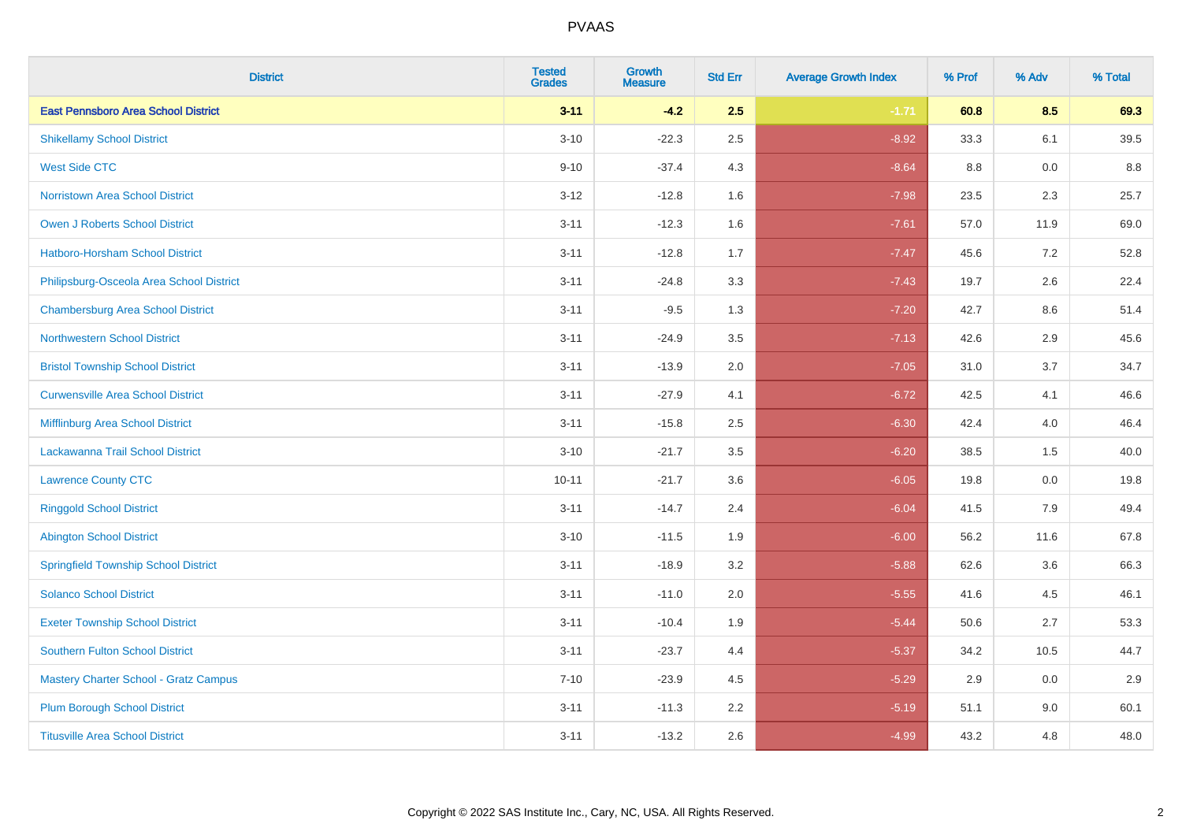| District | Tested Grades | Growth Measure | Std Err | Average Growth Index | % Prof | % Adv | % Total |
|---|---|---|---|---|---|---|---|
| **East Pennsboro Area School District** | **3-11** | **-4.2** | **2.5** | **-1.71** | **60.8** | **8.5** | **69.3** |
| Shikellamy School District | 3-10 | -22.3 | 2.5 | -8.92 | 33.3 | 6.1 | 39.5 |
| West Side CTC | 9-10 | -37.4 | 4.3 | -8.64 | 8.8 | 0.0 | 8.8 |
| Norristown Area School District | 3-12 | -12.8 | 1.6 | -7.98 | 23.5 | 2.3 | 25.7 |
| Owen J Roberts School District | 3-11 | -12.3 | 1.6 | -7.61 | 57.0 | 11.9 | 69.0 |
| Hatboro-Horsham School District | 3-11 | -12.8 | 1.7 | -7.47 | 45.6 | 7.2 | 52.8 |
| Philipsburg-Osceola Area School District | 3-11 | -24.8 | 3.3 | -7.43 | 19.7 | 2.6 | 22.4 |
| Chambersburg Area School District | 3-11 | -9.5 | 1.3 | -7.20 | 42.7 | 8.6 | 51.4 |
| Northwestern School District | 3-11 | -24.9 | 3.5 | -7.13 | 42.6 | 2.9 | 45.6 |
| Bristol Township School District | 3-11 | -13.9 | 2.0 | -7.05 | 31.0 | 3.7 | 34.7 |
| Curwensville Area School District | 3-11 | -27.9 | 4.1 | -6.72 | 42.5 | 4.1 | 46.6 |
| Mifflinburg Area School District | 3-11 | -15.8 | 2.5 | -6.30 | 42.4 | 4.0 | 46.4 |
| Lackawanna Trail School District | 3-10 | -21.7 | 3.5 | -6.20 | 38.5 | 1.5 | 40.0 |
| Lawrence County CTC | 10-11 | -21.7 | 3.6 | -6.05 | 19.8 | 0.0 | 19.8 |
| Ringgold School District | 3-11 | -14.7 | 2.4 | -6.04 | 41.5 | 7.9 | 49.4 |
| Abington School District | 3-10 | -11.5 | 1.9 | -6.00 | 56.2 | 11.6 | 67.8 |
| Springfield Township School District | 3-11 | -18.9 | 3.2 | -5.88 | 62.6 | 3.6 | 66.3 |
| Solanco School District | 3-11 | -11.0 | 2.0 | -5.55 | 41.6 | 4.5 | 46.1 |
| Exeter Township School District | 3-11 | -10.4 | 1.9 | -5.44 | 50.6 | 2.7 | 53.3 |
| Southern Fulton School District | 3-11 | -23.7 | 4.4 | -5.37 | 34.2 | 10.5 | 44.7 |
| Mastery Charter School - Gratz Campus | 7-10 | -23.9 | 4.5 | -5.29 | 2.9 | 0.0 | 2.9 |
| Plum Borough School District | 3-11 | -11.3 | 2.2 | -5.19 | 51.1 | 9.0 | 60.1 |
| Titusville Area School District | 3-11 | -13.2 | 2.6 | -4.99 | 43.2 | 4.8 | 48.0 |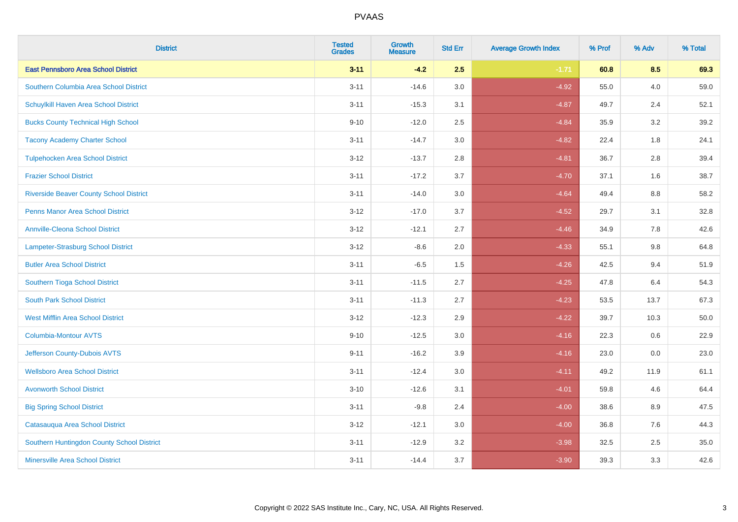| District | Tested Grades | Growth Measure | Std Err | Average Growth Index | % Prof | % Adv | % Total |
|---|---|---|---|---|---|---|---|
| **East Pennsboro Area School District** | **3-11** | **-4.2** | **2.5** | **-1.71** | **60.8** | **8.5** | **69.3** |
| Southern Columbia Area School District | 3-11 | -14.6 | 3.0 | -4.92 | 55.0 | 4.0 | 59.0 |
| Schuylkill Haven Area School District | 3-11 | -15.3 | 3.1 | -4.87 | 49.7 | 2.4 | 52.1 |
| Bucks County Technical High School | 9-10 | -12.0 | 2.5 | -4.84 | 35.9 | 3.2 | 39.2 |
| Tacony Academy Charter School | 3-11 | -14.7 | 3.0 | -4.82 | 22.4 | 1.8 | 24.1 |
| Tulpehocken Area School District | 3-12 | -13.7 | 2.8 | -4.81 | 36.7 | 2.8 | 39.4 |
| Frazier School District | 3-11 | -17.2 | 3.7 | -4.70 | 37.1 | 1.6 | 38.7 |
| Riverside Beaver County School District | 3-11 | -14.0 | 3.0 | -4.64 | 49.4 | 8.8 | 58.2 |
| Penns Manor Area School District | 3-12 | -17.0 | 3.7 | -4.52 | 29.7 | 3.1 | 32.8 |
| Annville-Cleona School District | 3-12 | -12.1 | 2.7 | -4.46 | 34.9 | 7.8 | 42.6 |
| Lampeter-Strasburg School District | 3-12 | -8.6 | 2.0 | -4.33 | 55.1 | 9.8 | 64.8 |
| Butler Area School District | 3-11 | -6.5 | 1.5 | -4.26 | 42.5 | 9.4 | 51.9 |
| Southern Tioga School District | 3-11 | -11.5 | 2.7 | -4.25 | 47.8 | 6.4 | 54.3 |
| South Park School District | 3-11 | -11.3 | 2.7 | -4.23 | 53.5 | 13.7 | 67.3 |
| West Mifflin Area School District | 3-12 | -12.3 | 2.9 | -4.22 | 39.7 | 10.3 | 50.0 |
| Columbia-Montour AVTS | 9-10 | -12.5 | 3.0 | -4.16 | 22.3 | 0.6 | 22.9 |
| Jefferson County-Dubois AVTS | 9-11 | -16.2 | 3.9 | -4.16 | 23.0 | 0.0 | 23.0 |
| Wellsboro Area School District | 3-11 | -12.4 | 3.0 | -4.11 | 49.2 | 11.9 | 61.1 |
| Avonworth School District | 3-10 | -12.6 | 3.1 | -4.01 | 59.8 | 4.6 | 64.4 |
| Big Spring School District | 3-11 | -9.8 | 2.4 | -4.00 | 38.6 | 8.9 | 47.5 |
| Catasauqua Area School District | 3-12 | -12.1 | 3.0 | -4.00 | 36.8 | 7.6 | 44.3 |
| Southern Huntingdon County School District | 3-11 | -12.9 | 3.2 | -3.98 | 32.5 | 2.5 | 35.0 |
| Minersville Area School District | 3-11 | -14.4 | 3.7 | -3.90 | 39.3 | 3.3 | 42.6 |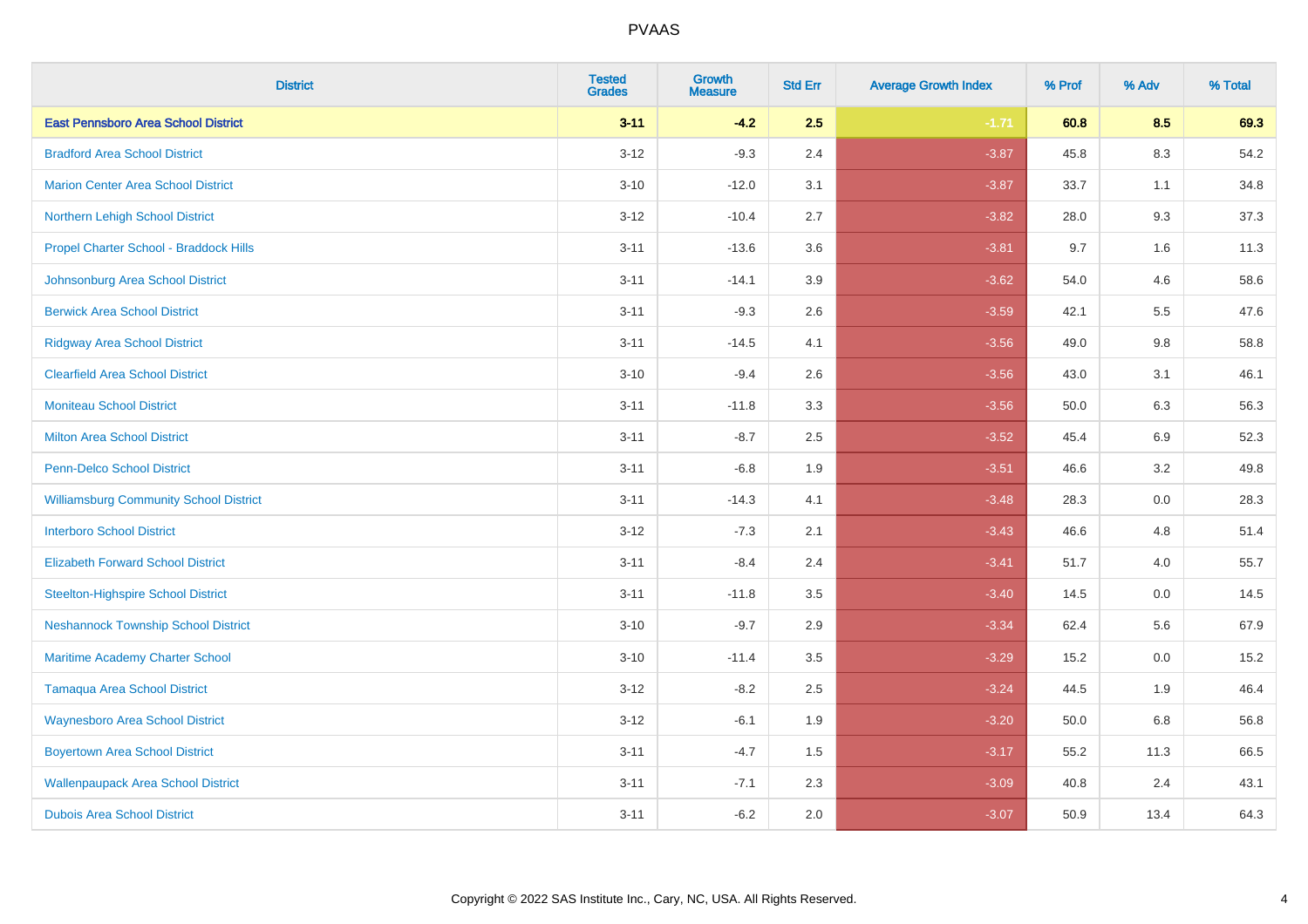# PVAAS

| District | Tested Grades | Growth Measure | Std Err | Average Growth Index | % Prof | % Adv | % Total |
|---|---|---|---|---|---|---|---|
| **East Pennsboro Area School District** | **3-11** | **-4.2** | **2.5** | **-1.71** | **60.8** | **8.5** | **69.3** |
| Bradford Area School District | 3-12 | -9.3 | 2.4 | -3.87 | 45.8 | 8.3 | 54.2 |
| Marion Center Area School District | 3-10 | -12.0 | 3.1 | -3.87 | 33.7 | 1.1 | 34.8 |
| Northern Lehigh School District | 3-12 | -10.4 | 2.7 | -3.82 | 28.0 | 9.3 | 37.3 |
| Propel Charter School - Braddock Hills | 3-11 | -13.6 | 3.6 | -3.81 | 9.7 | 1.6 | 11.3 |
| Johnsonburg Area School District | 3-11 | -14.1 | 3.9 | -3.62 | 54.0 | 4.6 | 58.6 |
| Berwick Area School District | 3-11 | -9.3 | 2.6 | -3.59 | 42.1 | 5.5 | 47.6 |
| Ridgway Area School District | 3-11 | -14.5 | 4.1 | -3.56 | 49.0 | 9.8 | 58.8 |
| Clearfield Area School District | 3-10 | -9.4 | 2.6 | -3.56 | 43.0 | 3.1 | 46.1 |
| Moniteau School District | 3-11 | -11.8 | 3.3 | -3.56 | 50.0 | 6.3 | 56.3 |
| Milton Area School District | 3-11 | -8.7 | 2.5 | -3.52 | 45.4 | 6.9 | 52.3 |
| Penn-Delco School District | 3-11 | -6.8 | 1.9 | -3.51 | 46.6 | 3.2 | 49.8 |
| Williamsburg Community School District | 3-11 | -14.3 | 4.1 | -3.48 | 28.3 | 0.0 | 28.3 |
| Interboro School District | 3-12 | -7.3 | 2.1 | -3.43 | 46.6 | 4.8 | 51.4 |
| Elizabeth Forward School District | 3-11 | -8.4 | 2.4 | -3.41 | 51.7 | 4.0 | 55.7 |
| Steelton-Highspire School District | 3-11 | -11.8 | 3.5 | -3.40 | 14.5 | 0.0 | 14.5 |
| Neshannock Township School District | 3-10 | -9.7 | 2.9 | -3.34 | 62.4 | 5.6 | 67.9 |
| Maritime Academy Charter School | 3-10 | -11.4 | 3.5 | -3.29 | 15.2 | 0.0 | 15.2 |
| Tamaqua Area School District | 3-12 | -8.2 | 2.5 | -3.24 | 44.5 | 1.9 | 46.4 |
| Waynesboro Area School District | 3-12 | -6.1 | 1.9 | -3.20 | 50.0 | 6.8 | 56.8 |
| Boyertown Area School District | 3-11 | -4.7 | 1.5 | -3.17 | 55.2 | 11.3 | 66.5 |
| Wallenpaupack Area School District | 3-11 | -7.1 | 2.3 | -3.09 | 40.8 | 2.4 | 43.1 |
| Dubois Area School District | 3-11 | -6.2 | 2.0 | -3.07 | 50.9 | 13.4 | 64.3 |

Copyright © 2022 SAS Institute Inc., Cary, NC, USA. All Rights Reserved.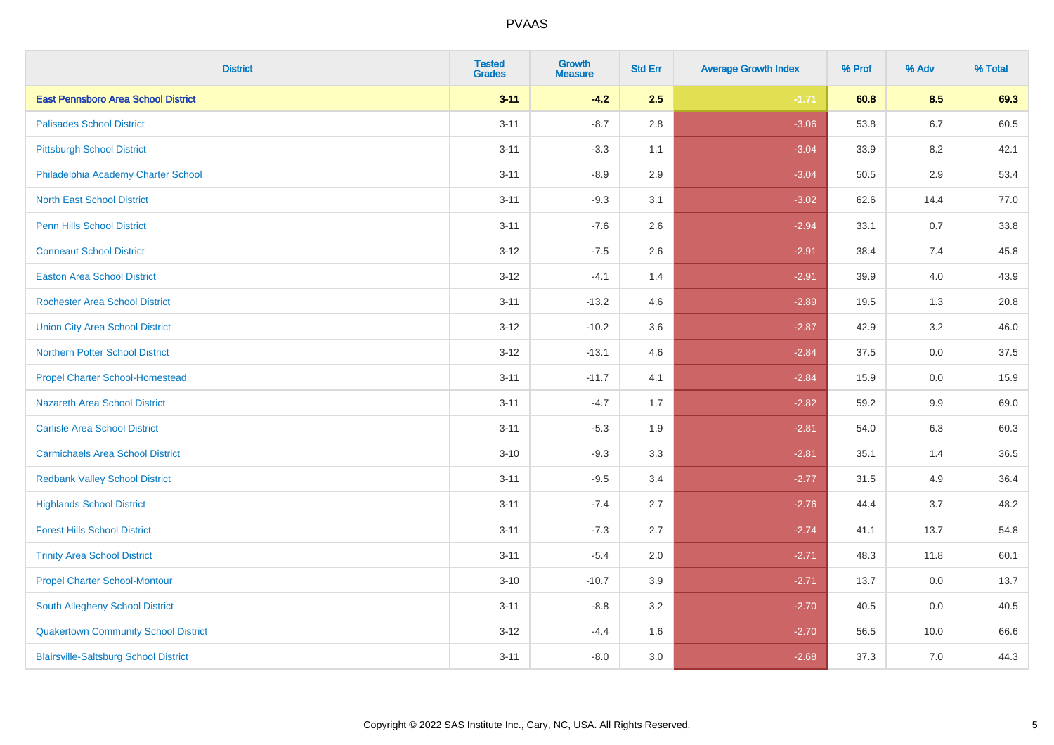# PVAAS

| District | Tested Grades | Growth Measure | Std Err | Average Growth Index | % Prof | % Adv | % Total |
|---|---|---|---|---|---|---|---|
| **East Pennsboro Area School District** | **3-11** | **-4.2** | **2.5** | **-1.71** | **60.8** | **8.5** | **69.3** |
| Palisades School District | 3-11 | -8.7 | 2.8 | -3.06 | 53.8 | 6.7 | 60.5 |
| Pittsburgh School District | 3-11 | -3.3 | 1.1 | -3.04 | 33.9 | 8.2 | 42.1 |
| Philadelphia Academy Charter School | 3-11 | -8.9 | 2.9 | -3.04 | 50.5 | 2.9 | 53.4 |
| North East School District | 3-11 | -9.3 | 3.1 | -3.02 | 62.6 | 14.4 | 77.0 |
| Penn Hills School District | 3-11 | -7.6 | 2.6 | -2.94 | 33.1 | 0.7 | 33.8 |
| Conneaut School District | 3-12 | -7.5 | 2.6 | -2.91 | 38.4 | 7.4 | 45.8 |
| Easton Area School District | 3-12 | -4.1 | 1.4 | -2.91 | 39.9 | 4.0 | 43.9 |
| Rochester Area School District | 3-11 | -13.2 | 4.6 | -2.89 | 19.5 | 1.3 | 20.8 |
| Union City Area School District | 3-12 | -10.2 | 3.6 | -2.87 | 42.9 | 3.2 | 46.0 |
| Northern Potter School District | 3-12 | -13.1 | 4.6 | -2.84 | 37.5 | 0.0 | 37.5 |
| Propel Charter School-Homestead | 3-11 | -11.7 | 4.1 | -2.84 | 15.9 | 0.0 | 15.9 |
| Nazareth Area School District | 3-11 | -4.7 | 1.7 | -2.82 | 59.2 | 9.9 | 69.0 |
| Carlisle Area School District | 3-11 | -5.3 | 1.9 | -2.81 | 54.0 | 6.3 | 60.3 |
| Carmichaels Area School District | 3-10 | -9.3 | 3.3 | -2.81 | 35.1 | 1.4 | 36.5 |
| Redbank Valley School District | 3-11 | -9.5 | 3.4 | -2.77 | 31.5 | 4.9 | 36.4 |
| Highlands School District | 3-11 | -7.4 | 2.7 | -2.76 | 44.4 | 3.7 | 48.2 |
| Forest Hills School District | 3-11 | -7.3 | 2.7 | -2.74 | 41.1 | 13.7 | 54.8 |
| Trinity Area School District | 3-11 | -5.4 | 2.0 | -2.71 | 48.3 | 11.8 | 60.1 |
| Propel Charter School-Montour | 3-10 | -10.7 | 3.9 | -2.71 | 13.7 | 0.0 | 13.7 |
| South Allegheny School District | 3-11 | -8.8 | 3.2 | -2.70 | 40.5 | 0.0 | 40.5 |
| Quakertown Community School District | 3-12 | -4.4 | 1.6 | -2.70 | 56.5 | 10.0 | 66.6 |
| Blairsville-Saltsburg School District | 3-11 | -8.0 | 3.0 | -2.68 | 37.3 | 7.0 | 44.3 |

Copyright © 2022 SAS Institute Inc., Cary, NC, USA. All Rights Reserved.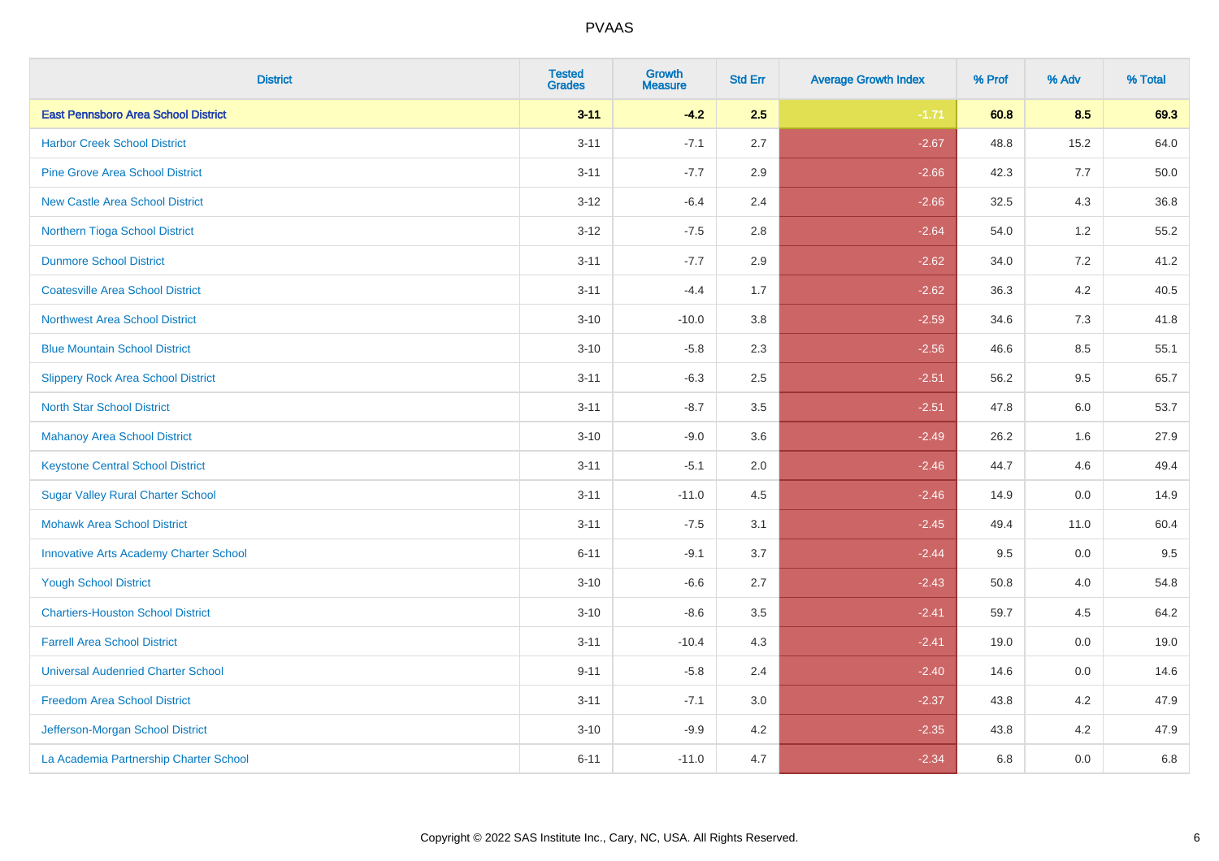# PVAAS

| District | Tested Grades | Growth Measure | Std Err | Average Growth Index | % Prof | % Adv | % Total |
|---|---|---|---|---|---|---|---|
| **East Pennsboro Area School District** | **3-11** | **-4.2** | **2.5** | **-1.71** | **60.8** | **8.5** | **69.3** |
| Harbor Creek School District | 3-11 | -7.1 | 2.7 | -2.67 | 48.8 | 15.2 | 64.0 |
| Pine Grove Area School District | 3-11 | -7.7 | 2.9 | -2.66 | 42.3 | 7.7 | 50.0 |
| New Castle Area School District | 3-12 | -6.4 | 2.4 | -2.66 | 32.5 | 4.3 | 36.8 |
| Northern Tioga School District | 3-12 | -7.5 | 2.8 | -2.64 | 54.0 | 1.2 | 55.2 |
| Dunmore School District | 3-11 | -7.7 | 2.9 | -2.62 | 34.0 | 7.2 | 41.2 |
| Coatesville Area School District | 3-11 | -4.4 | 1.7 | -2.62 | 36.3 | 4.2 | 40.5 |
| Northwest Area School District | 3-10 | -10.0 | 3.8 | -2.59 | 34.6 | 7.3 | 41.8 |
| Blue Mountain School District | 3-10 | -5.8 | 2.3 | -2.56 | 46.6 | 8.5 | 55.1 |
| Slippery Rock Area School District | 3-11 | -6.3 | 2.5 | -2.51 | 56.2 | 9.5 | 65.7 |
| North Star School District | 3-11 | -8.7 | 3.5 | -2.51 | 47.8 | 6.0 | 53.7 |
| Mahanoy Area School District | 3-10 | -9.0 | 3.6 | -2.49 | 26.2 | 1.6 | 27.9 |
| Keystone Central School District | 3-11 | -5.1 | 2.0 | -2.46 | 44.7 | 4.6 | 49.4 |
| Sugar Valley Rural Charter School | 3-11 | -11.0 | 4.5 | -2.46 | 14.9 | 0.0 | 14.9 |
| Mohawk Area School District | 3-11 | -7.5 | 3.1 | -2.45 | 49.4 | 11.0 | 60.4 |
| Innovative Arts Academy Charter School | 6-11 | -9.1 | 3.7 | -2.44 | 9.5 | 0.0 | 9.5 |
| Yough School District | 3-10 | -6.6 | 2.7 | -2.43 | 50.8 | 4.0 | 54.8 |
| Chartiers-Houston School District | 3-10 | -8.6 | 3.5 | -2.41 | 59.7 | 4.5 | 64.2 |
| Farrell Area School District | 3-11 | -10.4 | 4.3 | -2.41 | 19.0 | 0.0 | 19.0 |
| Universal Audenried Charter School | 9-11 | -5.8 | 2.4 | -2.40 | 14.6 | 0.0 | 14.6 |
| Freedom Area School District | 3-11 | -7.1 | 3.0 | -2.37 | 43.8 | 4.2 | 47.9 |
| Jefferson-Morgan School District | 3-10 | -9.9 | 4.2 | -2.35 | 43.8 | 4.2 | 47.9 |
| La Academia Partnership Charter School | 6-11 | -11.0 | 4.7 | -2.34 | 6.8 | 0.0 | 6.8 |

Copyright © 2022 SAS Institute Inc., Cary, NC, USA. All Rights Reserved.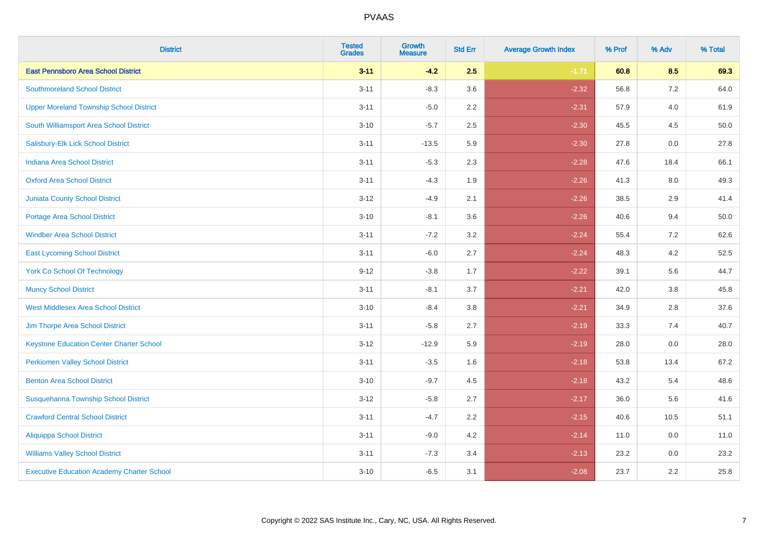# PVAAS

| District | Tested Grades | Growth Measure | Std Err | Average Growth Index | % Prof | % Adv | % Total |
|---|---|---|---|---|---|---|---|
| **East Pennsboro Area School District** | **3-11** | **-4.2** | **2.5** | **-1.71** | **60.8** | **8.5** | **69.3** |
| Southmoreland School District | 3-11 | -8.3 | 3.6 | -2.32 | 56.8 | 7.2 | 64.0 |
| Upper Moreland Township School District | 3-11 | -5.0 | 2.2 | -2.31 | 57.9 | 4.0 | 61.9 |
| South Williamsport Area School District | 3-10 | -5.7 | 2.5 | -2.30 | 45.5 | 4.5 | 50.0 |
| Salisbury-Elk Lick School District | 3-11 | -13.5 | 5.9 | -2.30 | 27.8 | 0.0 | 27.8 |
| Indiana Area School District | 3-11 | -5.3 | 2.3 | -2.28 | 47.6 | 18.4 | 66.1 |
| Oxford Area School District | 3-11 | -4.3 | 1.9 | -2.26 | 41.3 | 8.0 | 49.3 |
| Juniata County School District | 3-12 | -4.9 | 2.1 | -2.26 | 38.5 | 2.9 | 41.4 |
| Portage Area School District | 3-10 | -8.1 | 3.6 | -2.26 | 40.6 | 9.4 | 50.0 |
| Windber Area School District | 3-11 | -7.2 | 3.2 | -2.24 | 55.4 | 7.2 | 62.6 |
| East Lycoming School District | 3-11 | -6.0 | 2.7 | -2.24 | 48.3 | 4.2 | 52.5 |
| York Co School Of Technology | 9-12 | -3.8 | 1.7 | -2.22 | 39.1 | 5.6 | 44.7 |
| Muncy School District | 3-11 | -8.1 | 3.7 | -2.21 | 42.0 | 3.8 | 45.8 |
| West Middlesex Area School District | 3-10 | -8.4 | 3.8 | -2.21 | 34.9 | 2.8 | 37.6 |
| Jim Thorpe Area School District | 3-11 | -5.8 | 2.7 | -2.19 | 33.3 | 7.4 | 40.7 |
| Keystone Education Center Charter School | 3-12 | -12.9 | 5.9 | -2.19 | 28.0 | 0.0 | 28.0 |
| Perkiomen Valley School District | 3-11 | -3.5 | 1.6 | -2.18 | 53.8 | 13.4 | 67.2 |
| Benton Area School District | 3-10 | -9.7 | 4.5 | -2.18 | 43.2 | 5.4 | 48.6 |
| Susquehanna Township School District | 3-12 | -5.8 | 2.7 | -2.17 | 36.0 | 5.6 | 41.6 |
| Crawford Central School District | 3-11 | -4.7 | 2.2 | -2.15 | 40.6 | 10.5 | 51.1 |
| Aliquippa School District | 3-11 | -9.0 | 4.2 | -2.14 | 11.0 | 0.0 | 11.0 |
| Williams Valley School District | 3-11 | -7.3 | 3.4 | -2.13 | 23.2 | 0.0 | 23.2 |
| Executive Education Academy Charter School | 3-10 | -6.5 | 3.1 | -2.08 | 23.7 | 2.2 | 25.8 |

Copyright © 2022 SAS Institute Inc., Cary, NC, USA. All Rights Reserved.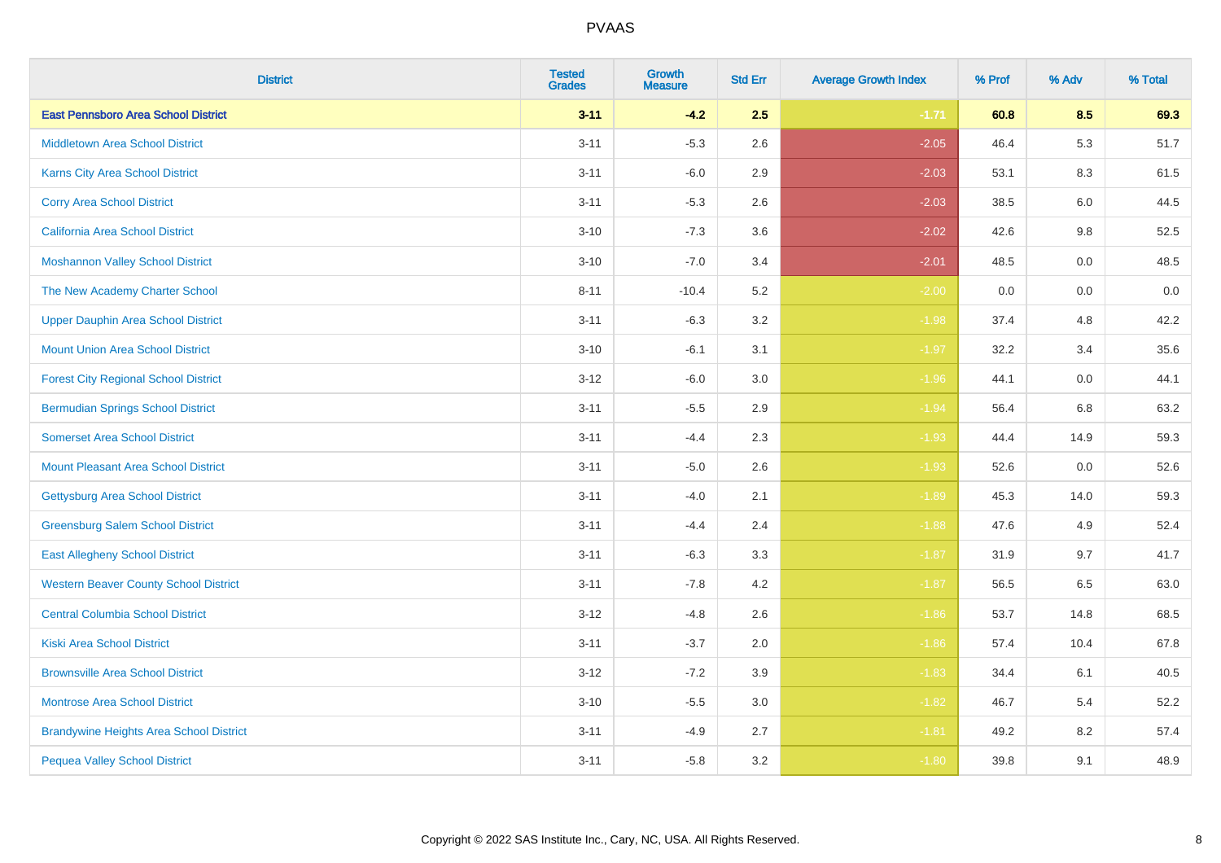# PVAAS

| District | Tested Grades | Growth Measure | Std Err | Average Growth Index | % Prof | % Adv | % Total |
|---|---|---|---|---|---|---|---|
| **East Pennsboro Area School District** | **3-11** | **-4.2** | **2.5** | **-1.71** | **60.8** | **8.5** | **69.3** |
| Middletown Area School District | 3-11 | -5.3 | 2.6 | -2.05 | 46.4 | 5.3 | 51.7 |
| Karns City Area School District | 3-11 | -6.0 | 2.9 | -2.03 | 53.1 | 8.3 | 61.5 |
| Corry Area School District | 3-11 | -5.3 | 2.6 | -2.03 | 38.5 | 6.0 | 44.5 |
| California Area School District | 3-10 | -7.3 | 3.6 | -2.02 | 42.6 | 9.8 | 52.5 |
| Moshannon Valley School District | 3-10 | -7.0 | 3.4 | -2.01 | 48.5 | 0.0 | 48.5 |
| The New Academy Charter School | 8-11 | -10.4 | 5.2 | -2.00 | 0.0 | 0.0 | 0.0 |
| Upper Dauphin Area School District | 3-11 | -6.3 | 3.2 | -1.98 | 37.4 | 4.8 | 42.2 |
| Mount Union Area School District | 3-10 | -6.1 | 3.1 | -1.97 | 32.2 | 3.4 | 35.6 |
| Forest City Regional School District | 3-12 | -6.0 | 3.0 | -1.96 | 44.1 | 0.0 | 44.1 |
| Bermudian Springs School District | 3-11 | -5.5 | 2.9 | -1.94 | 56.4 | 6.8 | 63.2 |
| Somerset Area School District | 3-11 | -4.4 | 2.3 | -1.93 | 44.4 | 14.9 | 59.3 |
| Mount Pleasant Area School District | 3-11 | -5.0 | 2.6 | -1.93 | 52.6 | 0.0 | 52.6 |
| Gettysburg Area School District | 3-11 | -4.0 | 2.1 | -1.89 | 45.3 | 14.0 | 59.3 |
| Greensburg Salem School District | 3-11 | -4.4 | 2.4 | -1.88 | 47.6 | 4.9 | 52.4 |
| East Allegheny School District | 3-11 | -6.3 | 3.3 | -1.87 | 31.9 | 9.7 | 41.7 |
| Western Beaver County School District | 3-11 | -7.8 | 4.2 | -1.87 | 56.5 | 6.5 | 63.0 |
| Central Columbia School District | 3-12 | -4.8 | 2.6 | -1.86 | 53.7 | 14.8 | 68.5 |
| Kiski Area School District | 3-11 | -3.7 | 2.0 | -1.86 | 57.4 | 10.4 | 67.8 |
| Brownsville Area School District | 3-12 | -7.2 | 3.9 | -1.83 | 34.4 | 6.1 | 40.5 |
| Montrose Area School District | 3-10 | -5.5 | 3.0 | -1.82 | 46.7 | 5.4 | 52.2 |
| Brandywine Heights Area School District | 3-11 | -4.9 | 2.7 | -1.81 | 49.2 | 8.2 | 57.4 |
| Pequea Valley School District | 3-11 | -5.8 | 3.2 | -1.80 | 39.8 | 9.1 | 48.9 |

Copyright © 2022 SAS Institute Inc., Cary, NC, USA. All Rights Reserved.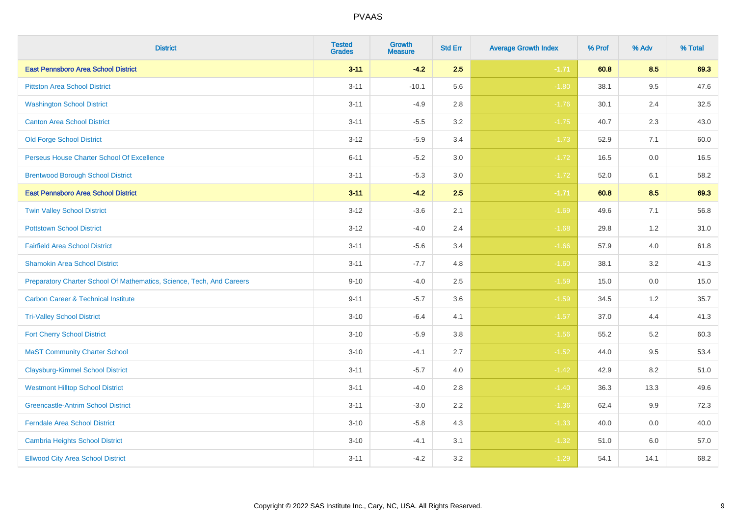| District | Tested Grades | Growth Measure | Std Err | Average Growth Index | % Prof | % Adv | % Total |
|---|---|---|---|---|---|---|---|
| **East Pennsboro Area School District** | **3-11** | **-4.2** | **2.5** | **-1.71** | **60.8** | **8.5** | **69.3** |
| Pittston Area School District | 3-11 | -10.1 | 5.6 | -1.80 | 38.1 | 9.5 | 47.6 |
| Washington School District | 3-11 | -4.9 | 2.8 | -1.76 | 30.1 | 2.4 | 32.5 |
| Canton Area School District | 3-11 | -5.5 | 3.2 | -1.75 | 40.7 | 2.3 | 43.0 |
| Old Forge School District | 3-12 | -5.9 | 3.4 | -1.73 | 52.9 | 7.1 | 60.0 |
| Perseus House Charter School Of Excellence | 6-11 | -5.2 | 3.0 | -1.72 | 16.5 | 0.0 | 16.5 |
| Brentwood Borough School District | 3-11 | -5.3 | 3.0 | -1.72 | 52.0 | 6.1 | 58.2 |
| **East Pennsboro Area School District** | **3-11** | **-4.2** | **2.5** | **-1.71** | **60.8** | **8.5** | **69.3** |
| Twin Valley School District | 3-12 | -3.6 | 2.1 | -1.69 | 49.6 | 7.1 | 56.8 |
| Pottstown School District | 3-12 | -4.0 | 2.4 | -1.68 | 29.8 | 1.2 | 31.0 |
| Fairfield Area School District | 3-11 | -5.6 | 3.4 | -1.66 | 57.9 | 4.0 | 61.8 |
| Shamokin Area School District | 3-11 | -7.7 | 4.8 | -1.60 | 38.1 | 3.2 | 41.3 |
| Preparatory Charter School Of Mathematics, Science, Tech, And Careers | 9-10 | -4.0 | 2.5 | -1.59 | 15.0 | 0.0 | 15.0 |
| Carbon Career & Technical Institute | 9-11 | -5.7 | 3.6 | -1.59 | 34.5 | 1.2 | 35.7 |
| Tri-Valley School District | 3-10 | -6.4 | 4.1 | -1.57 | 37.0 | 4.4 | 41.3 |
| Fort Cherry School District | 3-10 | -5.9 | 3.8 | -1.56 | 55.2 | 5.2 | 60.3 |
| MaST Community Charter School | 3-10 | -4.1 | 2.7 | -1.52 | 44.0 | 9.5 | 53.4 |
| Claysburg-Kimmel School District | 3-11 | -5.7 | 4.0 | -1.42 | 42.9 | 8.2 | 51.0 |
| Westmont Hilltop School District | 3-11 | -4.0 | 2.8 | -1.40 | 36.3 | 13.3 | 49.6 |
| Greencastle-Antrim School District | 3-11 | -3.0 | 2.2 | -1.36 | 62.4 | 9.9 | 72.3 |
| Ferndale Area School District | 3-10 | -5.8 | 4.3 | -1.33 | 40.0 | 0.0 | 40.0 |
| Cambria Heights School District | 3-10 | -4.1 | 3.1 | -1.32 | 51.0 | 6.0 | 57.0 |
| Ellwood City Area School District | 3-11 | -4.2 | 3.2 | -1.29 | 54.1 | 14.1 | 68.2 |

Copyright © 2022 SAS Institute Inc., Cary, NC, USA. All Rights Reserved.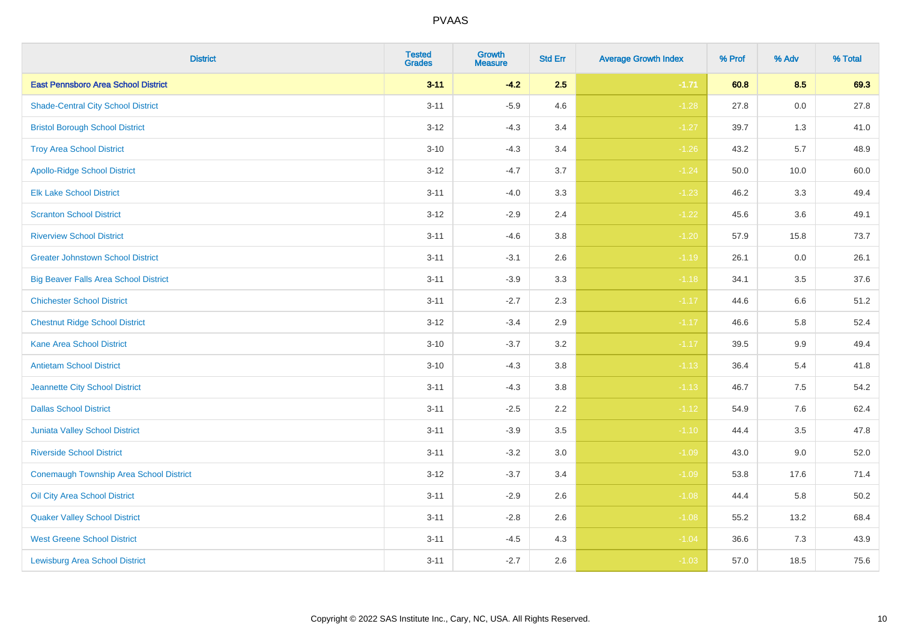| District | Tested Grades | Growth Measure | Std Err | Average Growth Index | % Prof | % Adv | % Total |
|---|---|---|---|---|---|---|---|
| **East Pennsboro Area School District** | **3-11** | **-4.2** | **2.5** | **-1.71** | **60.8** | **8.5** | **69.3** |
| Shade-Central City School District | 3-11 | -5.9 | 4.6 | -1.28 | 27.8 | 0.0 | 27.8 |
| Bristol Borough School District | 3-12 | -4.3 | 3.4 | -1.27 | 39.7 | 1.3 | 41.0 |
| Troy Area School District | 3-10 | -4.3 | 3.4 | -1.26 | 43.2 | 5.7 | 48.9 |
| Apollo-Ridge School District | 3-12 | -4.7 | 3.7 | -1.24 | 50.0 | 10.0 | 60.0 |
| Elk Lake School District | 3-11 | -4.0 | 3.3 | -1.23 | 46.2 | 3.3 | 49.4 |
| Scranton School District | 3-12 | -2.9 | 2.4 | -1.22 | 45.6 | 3.6 | 49.1 |
| Riverview School District | 3-11 | -4.6 | 3.8 | -1.20 | 57.9 | 15.8 | 73.7 |
| Greater Johnstown School District | 3-11 | -3.1 | 2.6 | -1.19 | 26.1 | 0.0 | 26.1 |
| Big Beaver Falls Area School District | 3-11 | -3.9 | 3.3 | -1.18 | 34.1 | 3.5 | 37.6 |
| Chichester School District | 3-11 | -2.7 | 2.3 | -1.17 | 44.6 | 6.6 | 51.2 |
| Chestnut Ridge School District | 3-12 | -3.4 | 2.9 | -1.17 | 46.6 | 5.8 | 52.4 |
| Kane Area School District | 3-10 | -3.7 | 3.2 | -1.17 | 39.5 | 9.9 | 49.4 |
| Antietam School District | 3-10 | -4.3 | 3.8 | -1.13 | 36.4 | 5.4 | 41.8 |
| Jeannette City School District | 3-11 | -4.3 | 3.8 | -1.13 | 46.7 | 7.5 | 54.2 |
| Dallas School District | 3-11 | -2.5 | 2.2 | -1.12 | 54.9 | 7.6 | 62.4 |
| Juniata Valley School District | 3-11 | -3.9 | 3.5 | -1.10 | 44.4 | 3.5 | 47.8 |
| Riverside School District | 3-11 | -3.2 | 3.0 | -1.09 | 43.0 | 9.0 | 52.0 |
| Conemaugh Township Area School District | 3-12 | -3.7 | 3.4 | -1.09 | 53.8 | 17.6 | 71.4 |
| Oil City Area School District | 3-11 | -2.9 | 2.6 | -1.08 | 44.4 | 5.8 | 50.2 |
| Quaker Valley School District | 3-11 | -2.8 | 2.6 | -1.08 | 55.2 | 13.2 | 68.4 |
| West Greene School District | 3-11 | -4.5 | 4.3 | -1.04 | 36.6 | 7.3 | 43.9 |
| Lewisburg Area School District | 3-11 | -2.7 | 2.6 | -1.03 | 57.0 | 18.5 | 75.6 |

Copyright © 2022 SAS Institute Inc., Cary, NC, USA. All Rights Reserved.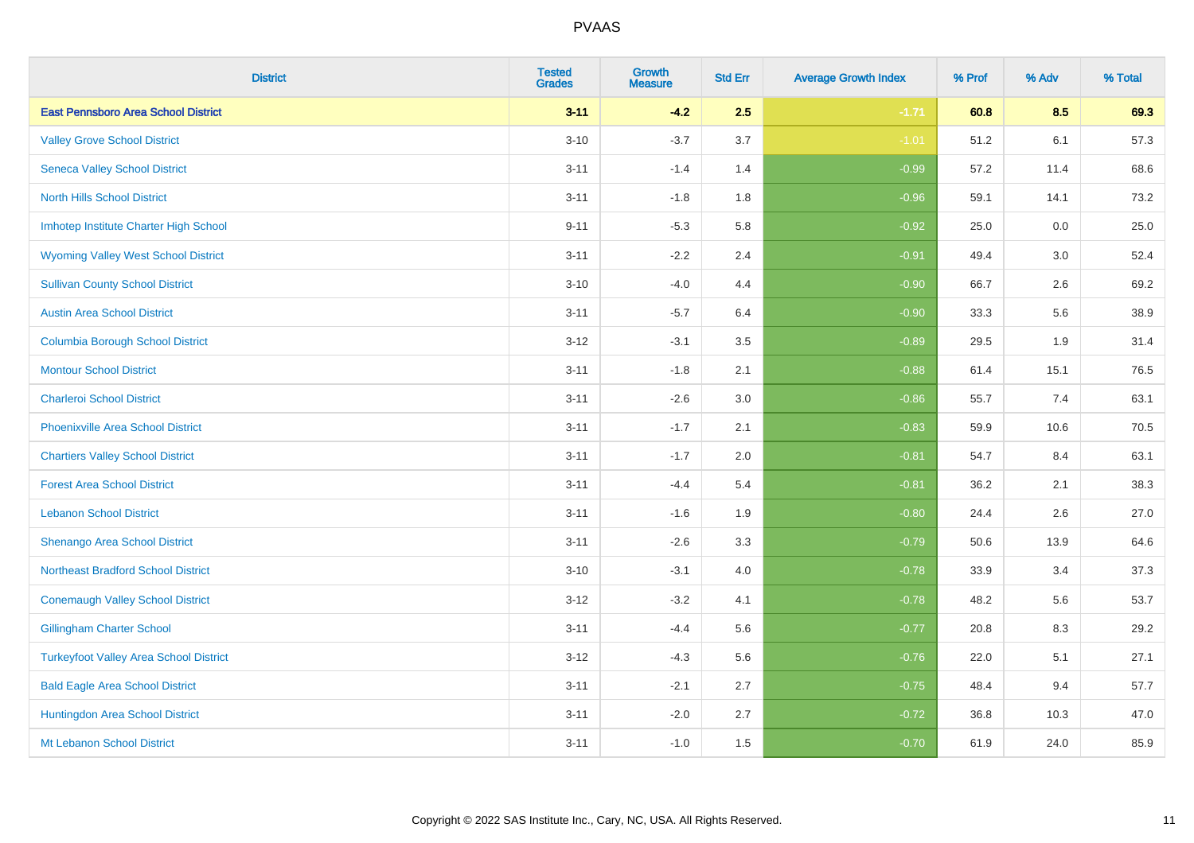| District | Tested Grades | Growth Measure | Std Err | Average Growth Index | % Prof | % Adv | % Total |
|---|---|---|---|---|---|---|---|
| **East Pennsboro Area School District** | **3-11** | **-4.2** | **2.5** | **-1.71** | **60.8** | **8.5** | **69.3** |
| Valley Grove School District | 3-10 | -3.7 | 3.7 | -1.01 | 51.2 | 6.1 | 57.3 |
| Seneca Valley School District | 3-11 | -1.4 | 1.4 | -0.99 | 57.2 | 11.4 | 68.6 |
| North Hills School District | 3-11 | -1.8 | 1.8 | -0.96 | 59.1 | 14.1 | 73.2 |
| Imhotep Institute Charter High School | 9-11 | -5.3 | 5.8 | -0.92 | 25.0 | 0.0 | 25.0 |
| Wyoming Valley West School District | 3-11 | -2.2 | 2.4 | -0.91 | 49.4 | 3.0 | 52.4 |
| Sullivan County School District | 3-10 | -4.0 | 4.4 | -0.90 | 66.7 | 2.6 | 69.2 |
| Austin Area School District | 3-11 | -5.7 | 6.4 | -0.90 | 33.3 | 5.6 | 38.9 |
| Columbia Borough School District | 3-12 | -3.1 | 3.5 | -0.89 | 29.5 | 1.9 | 31.4 |
| Montour School District | 3-11 | -1.8 | 2.1 | -0.88 | 61.4 | 15.1 | 76.5 |
| Charleroi School District | 3-11 | -2.6 | 3.0 | -0.86 | 55.7 | 7.4 | 63.1 |
| Phoenixville Area School District | 3-11 | -1.7 | 2.1 | -0.83 | 59.9 | 10.6 | 70.5 |
| Chartiers Valley School District | 3-11 | -1.7 | 2.0 | -0.81 | 54.7 | 8.4 | 63.1 |
| Forest Area School District | 3-11 | -4.4 | 5.4 | -0.81 | 36.2 | 2.1 | 38.3 |
| Lebanon School District | 3-11 | -1.6 | 1.9 | -0.80 | 24.4 | 2.6 | 27.0 |
| Shenango Area School District | 3-11 | -2.6 | 3.3 | -0.79 | 50.6 | 13.9 | 64.6 |
| Northeast Bradford School District | 3-10 | -3.1 | 4.0 | -0.78 | 33.9 | 3.4 | 37.3 |
| Conemaugh Valley School District | 3-12 | -3.2 | 4.1 | -0.78 | 48.2 | 5.6 | 53.7 |
| Gillingham Charter School | 3-11 | -4.4 | 5.6 | -0.77 | 20.8 | 8.3 | 29.2 |
| Turkeyfoot Valley Area School District | 3-12 | -4.3 | 5.6 | -0.76 | 22.0 | 5.1 | 27.1 |
| Bald Eagle Area School District | 3-11 | -2.1 | 2.7 | -0.75 | 48.4 | 9.4 | 57.7 |
| Huntingdon Area School District | 3-11 | -2.0 | 2.7 | -0.72 | 36.8 | 10.3 | 47.0 |
| Mt Lebanon School District | 3-11 | -1.0 | 1.5 | -0.70 | 61.9 | 24.0 | 85.9 |

Copyright © 2022 SAS Institute Inc., Cary, NC, USA. All Rights Reserved.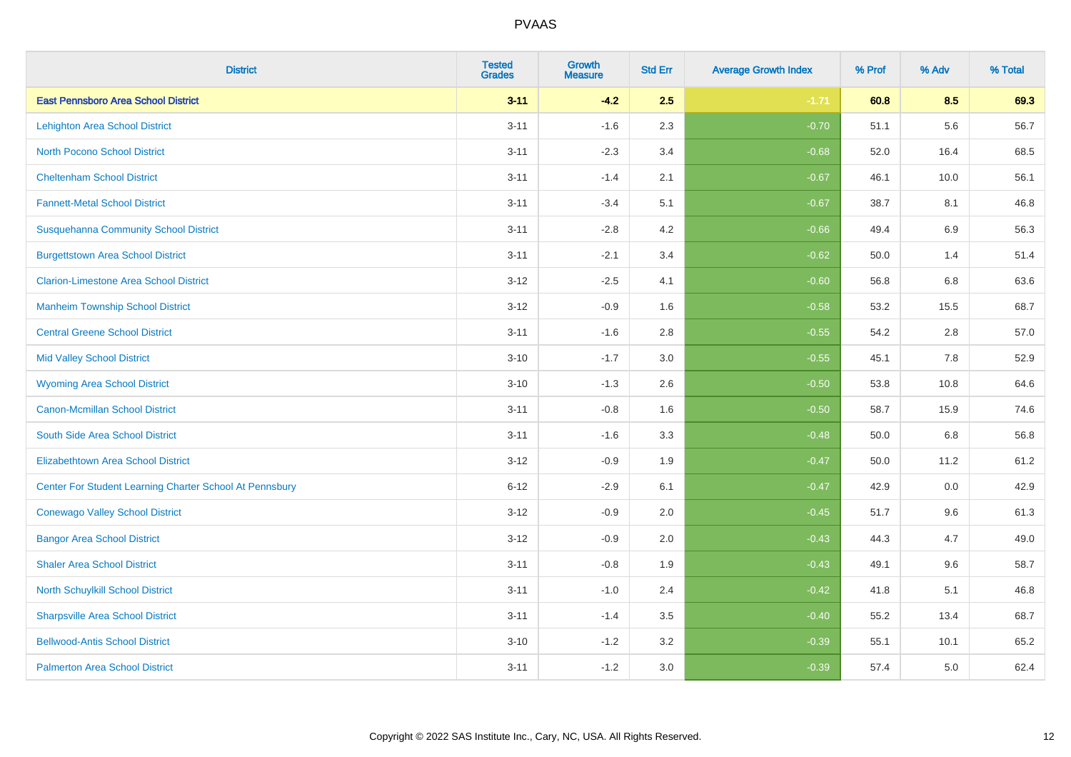| District | Tested Grades | Growth Measure | Std Err | Average Growth Index | % Prof | % Adv | % Total |
|---|---|---|---|---|---|---|---|
| **East Pennsboro Area School District** | **3-11** | **-4.2** | **2.5** | **-1.71** | **60.8** | **8.5** | **69.3** |
| Lehighton Area School District | 3-11 | -1.6 | 2.3 | -0.70 | 51.1 | 5.6 | 56.7 |
| North Pocono School District | 3-11 | -2.3 | 3.4 | -0.68 | 52.0 | 16.4 | 68.5 |
| Cheltenham School District | 3-11 | -1.4 | 2.1 | -0.67 | 46.1 | 10.0 | 56.1 |
| Fannett-Metal School District | 3-11 | -3.4 | 5.1 | -0.67 | 38.7 | 8.1 | 46.8 |
| Susquehanna Community School District | 3-11 | -2.8 | 4.2 | -0.66 | 49.4 | 6.9 | 56.3 |
| Burgettstown Area School District | 3-11 | -2.1 | 3.4 | -0.62 | 50.0 | 1.4 | 51.4 |
| Clarion-Limestone Area School District | 3-12 | -2.5 | 4.1 | -0.60 | 56.8 | 6.8 | 63.6 |
| Manheim Township School District | 3-12 | -0.9 | 1.6 | -0.58 | 53.2 | 15.5 | 68.7 |
| Central Greene School District | 3-11 | -1.6 | 2.8 | -0.55 | 54.2 | 2.8 | 57.0 |
| Mid Valley School District | 3-10 | -1.7 | 3.0 | -0.55 | 45.1 | 7.8 | 52.9 |
| Wyoming Area School District | 3-10 | -1.3 | 2.6 | -0.50 | 53.8 | 10.8 | 64.6 |
| Canon-Mcmillan School District | 3-11 | -0.8 | 1.6 | -0.50 | 58.7 | 15.9 | 74.6 |
| South Side Area School District | 3-11 | -1.6 | 3.3 | -0.48 | 50.0 | 6.8 | 56.8 |
| Elizabethtown Area School District | 3-12 | -0.9 | 1.9 | -0.47 | 50.0 | 11.2 | 61.2 |
| Center For Student Learning Charter School At Pennsbury | 6-12 | -2.9 | 6.1 | -0.47 | 42.9 | 0.0 | 42.9 |
| Conewago Valley School District | 3-12 | -0.9 | 2.0 | -0.45 | 51.7 | 9.6 | 61.3 |
| Bangor Area School District | 3-12 | -0.9 | 2.0 | -0.43 | 44.3 | 4.7 | 49.0 |
| Shaler Area School District | 3-11 | -0.8 | 1.9 | -0.43 | 49.1 | 9.6 | 58.7 |
| North Schuylkill School District | 3-11 | -1.0 | 2.4 | -0.42 | 41.8 | 5.1 | 46.8 |
| Sharpsville Area School District | 3-11 | -1.4 | 3.5 | -0.40 | 55.2 | 13.4 | 68.7 |
| Bellwood-Antis School District | 3-10 | -1.2 | 3.2 | -0.39 | 55.1 | 10.1 | 65.2 |
| Palmerton Area School District | 3-11 | -1.2 | 3.0 | -0.39 | 57.4 | 5.0 | 62.4 |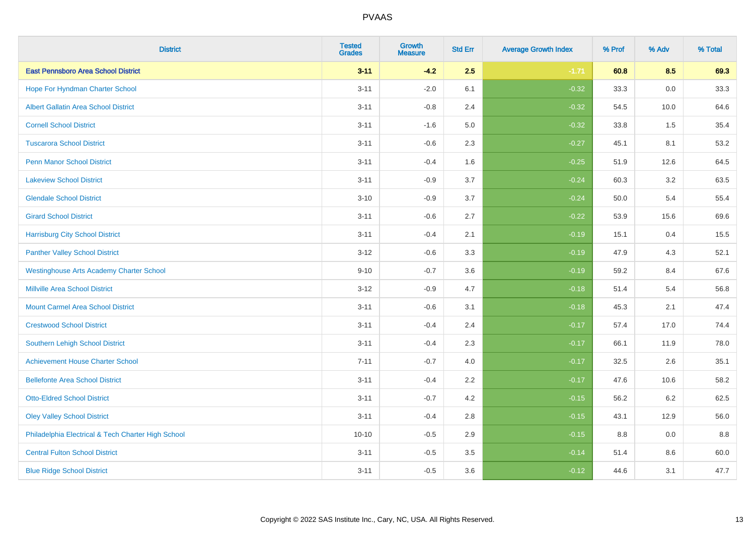# PVAAS

| District | Tested Grades | Growth Measure | Std Err | Average Growth Index | % Prof | % Adv | % Total |
|---|---|---|---|---|---|---|---|
| **East Pennsboro Area School District** | **3-11** | **-4.2** | **2.5** | **-1.71** | **60.8** | **8.5** | **69.3** |
| Hope For Hyndman Charter School | 3-11 | -2.0 | 6.1 | -0.32 | 33.3 | 0.0 | 33.3 |
| Albert Gallatin Area School District | 3-11 | -0.8 | 2.4 | -0.32 | 54.5 | 10.0 | 64.6 |
| Cornell School District | 3-11 | -1.6 | 5.0 | -0.32 | 33.8 | 1.5 | 35.4 |
| Tuscarora School District | 3-11 | -0.6 | 2.3 | -0.27 | 45.1 | 8.1 | 53.2 |
| Penn Manor School District | 3-11 | -0.4 | 1.6 | -0.25 | 51.9 | 12.6 | 64.5 |
| Lakeview School District | 3-11 | -0.9 | 3.7 | -0.24 | 60.3 | 3.2 | 63.5 |
| Glendale School District | 3-10 | -0.9 | 3.7 | -0.24 | 50.0 | 5.4 | 55.4 |
| Girard School District | 3-11 | -0.6 | 2.7 | -0.22 | 53.9 | 15.6 | 69.6 |
| Harrisburg City School District | 3-11 | -0.4 | 2.1 | -0.19 | 15.1 | 0.4 | 15.5 |
| Panther Valley School District | 3-12 | -0.6 | 3.3 | -0.19 | 47.9 | 4.3 | 52.1 |
| Westinghouse Arts Academy Charter School | 9-10 | -0.7 | 3.6 | -0.19 | 59.2 | 8.4 | 67.6 |
| Millville Area School District | 3-12 | -0.9 | 4.7 | -0.18 | 51.4 | 5.4 | 56.8 |
| Mount Carmel Area School District | 3-11 | -0.6 | 3.1 | -0.18 | 45.3 | 2.1 | 47.4 |
| Crestwood School District | 3-11 | -0.4 | 2.4 | -0.17 | 57.4 | 17.0 | 74.4 |
| Southern Lehigh School District | 3-11 | -0.4 | 2.3 | -0.17 | 66.1 | 11.9 | 78.0 |
| Achievement House Charter School | 7-11 | -0.7 | 4.0 | -0.17 | 32.5 | 2.6 | 35.1 |
| Bellefonte Area School District | 3-11 | -0.4 | 2.2 | -0.17 | 47.6 | 10.6 | 58.2 |
| Otto-Eldred School District | 3-11 | -0.7 | 4.2 | -0.15 | 56.2 | 6.2 | 62.5 |
| Oley Valley School District | 3-11 | -0.4 | 2.8 | -0.15 | 43.1 | 12.9 | 56.0 |
| Philadelphia Electrical & Tech Charter High School | 10-10 | -0.5 | 2.9 | -0.15 | 8.8 | 0.0 | 8.8 |
| Central Fulton School District | 3-11 | -0.5 | 3.5 | -0.14 | 51.4 | 8.6 | 60.0 |
| Blue Ridge School District | 3-11 | -0.5 | 3.6 | -0.12 | 44.6 | 3.1 | 47.7 |

Copyright © 2022 SAS Institute Inc., Cary, NC, USA. All Rights Reserved.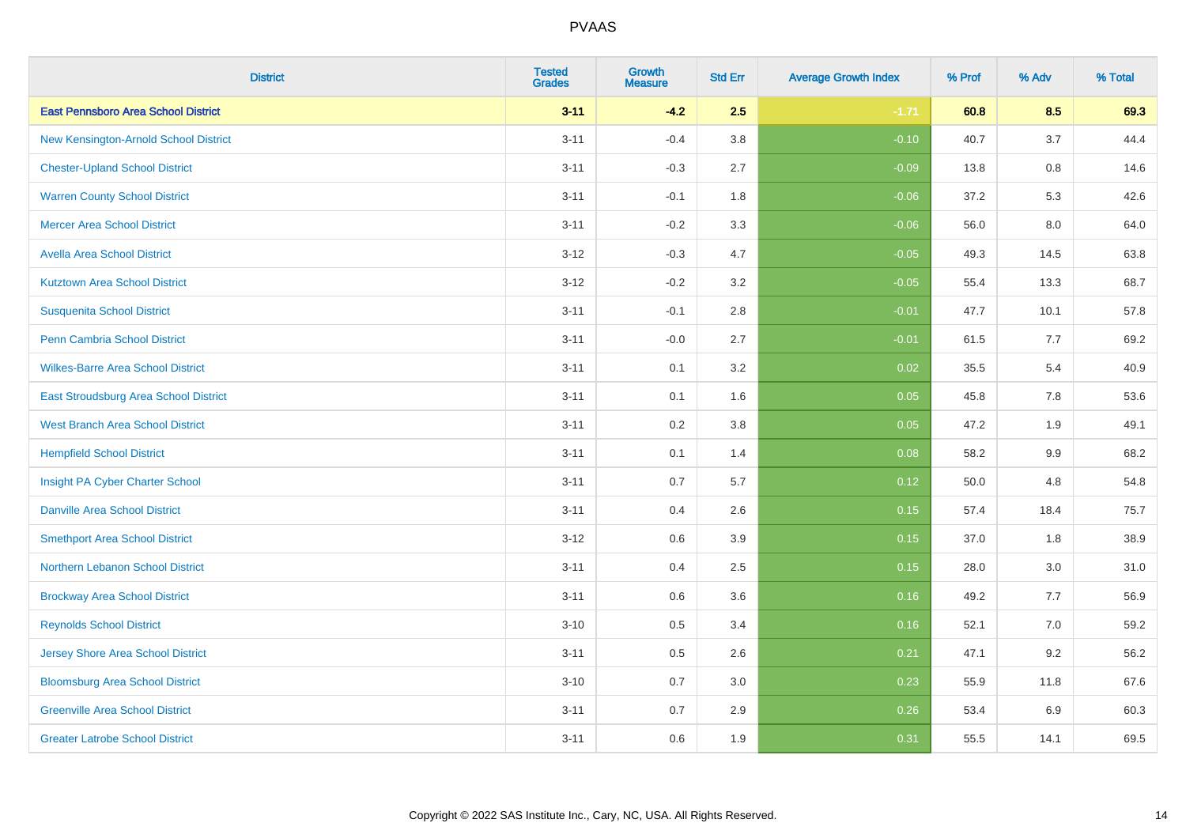PVAAS

| District | Tested Grades | Growth Measure | Std Err | Average Growth Index | % Prof | % Adv | % Total |
|---|---|---|---|---|---|---|---|
| **East Pennsboro Area School District** | **3-11** | **-4.2** | **2.5** | **-1.71** | **60.8** | **8.5** | **69.3** |
| New Kensington-Arnold School District | 3-11 | -0.4 | 3.8 | -0.10 | 40.7 | 3.7 | 44.4 |
| Chester-Upland School District | 3-11 | -0.3 | 2.7 | -0.09 | 13.8 | 0.8 | 14.6 |
| Warren County School District | 3-11 | -0.1 | 1.8 | -0.06 | 37.2 | 5.3 | 42.6 |
| Mercer Area School District | 3-11 | -0.2 | 3.3 | -0.06 | 56.0 | 8.0 | 64.0 |
| Avella Area School District | 3-12 | -0.3 | 4.7 | -0.05 | 49.3 | 14.5 | 63.8 |
| Kutztown Area School District | 3-12 | -0.2 | 3.2 | -0.05 | 55.4 | 13.3 | 68.7 |
| Susquenita School District | 3-11 | -0.1 | 2.8 | -0.01 | 47.7 | 10.1 | 57.8 |
| Penn Cambria School District | 3-11 | -0.0 | 2.7 | -0.01 | 61.5 | 7.7 | 69.2 |
| Wilkes-Barre Area School District | 3-11 | 0.1 | 3.2 | 0.02 | 35.5 | 5.4 | 40.9 |
| East Stroudsburg Area School District | 3-11 | 0.1 | 1.6 | 0.05 | 45.8 | 7.8 | 53.6 |
| West Branch Area School District | 3-11 | 0.2 | 3.8 | 0.05 | 47.2 | 1.9 | 49.1 |
| Hempfield School District | 3-11 | 0.1 | 1.4 | 0.08 | 58.2 | 9.9 | 68.2 |
| Insight PA Cyber Charter School | 3-11 | 0.7 | 5.7 | 0.12 | 50.0 | 4.8 | 54.8 |
| Danville Area School District | 3-11 | 0.4 | 2.6 | 0.15 | 57.4 | 18.4 | 75.7 |
| Smethport Area School District | 3-12 | 0.6 | 3.9 | 0.15 | 37.0 | 1.8 | 38.9 |
| Northern Lebanon School District | 3-11 | 0.4 | 2.5 | 0.15 | 28.0 | 3.0 | 31.0 |
| Brockway Area School District | 3-11 | 0.6 | 3.6 | 0.16 | 49.2 | 7.7 | 56.9 |
| Reynolds School District | 3-10 | 0.5 | 3.4 | 0.16 | 52.1 | 7.0 | 59.2 |
| Jersey Shore Area School District | 3-11 | 0.5 | 2.6 | 0.21 | 47.1 | 9.2 | 56.2 |
| Bloomsburg Area School District | 3-10 | 0.7 | 3.0 | 0.23 | 55.9 | 11.8 | 67.6 |
| Greenville Area School District | 3-11 | 0.7 | 2.9 | 0.26 | 53.4 | 6.9 | 60.3 |
| Greater Latrobe School District | 3-11 | 0.6 | 1.9 | 0.31 | 55.5 | 14.1 | 69.5 |

Copyright © 2022 SAS Institute Inc., Cary, NC, USA. All Rights Reserved.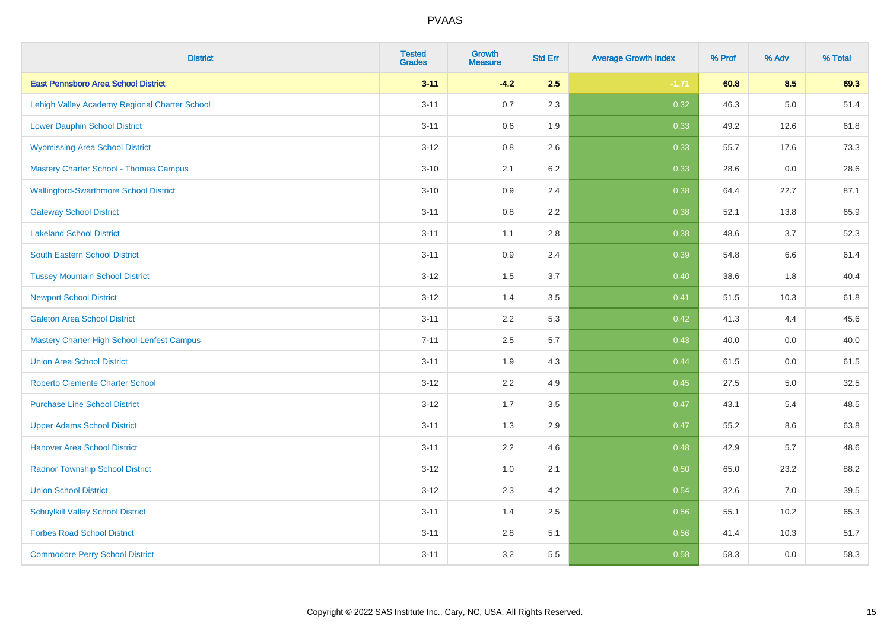# PVAAS

| District | Tested Grades | Growth Measure | Std Err | Average Growth Index | % Prof | % Adv | % Total |
|---|---|---|---|---|---|---|---|
| **East Pennsboro Area School District** | **3-11** | **-4.2** | **2.5** | **-1.71** | **60.8** | **8.5** | **69.3** |
| Lehigh Valley Academy Regional Charter School | 3-11 | 0.7 | 2.3 | 0.32 | 46.3 | 5.0 | 51.4 |
| Lower Dauphin School District | 3-11 | 0.6 | 1.9 | 0.33 | 49.2 | 12.6 | 61.8 |
| Wyomissing Area School District | 3-12 | 0.8 | 2.6 | 0.33 | 55.7 | 17.6 | 73.3 |
| Mastery Charter School - Thomas Campus | 3-10 | 2.1 | 6.2 | 0.33 | 28.6 | 0.0 | 28.6 |
| Wallingford-Swarthmore School District | 3-10 | 0.9 | 2.4 | 0.38 | 64.4 | 22.7 | 87.1 |
| Gateway School District | 3-11 | 0.8 | 2.2 | 0.38 | 52.1 | 13.8 | 65.9 |
| Lakeland School District | 3-11 | 1.1 | 2.8 | 0.38 | 48.6 | 3.7 | 52.3 |
| South Eastern School District | 3-11 | 0.9 | 2.4 | 0.39 | 54.8 | 6.6 | 61.4 |
| Tussey Mountain School District | 3-12 | 1.5 | 3.7 | 0.40 | 38.6 | 1.8 | 40.4 |
| Newport School District | 3-12 | 1.4 | 3.5 | 0.41 | 51.5 | 10.3 | 61.8 |
| Galeton Area School District | 3-11 | 2.2 | 5.3 | 0.42 | 41.3 | 4.4 | 45.6 |
| Mastery Charter High School-Lenfest Campus | 7-11 | 2.5 | 5.7 | 0.43 | 40.0 | 0.0 | 40.0 |
| Union Area School District | 3-11 | 1.9 | 4.3 | 0.44 | 61.5 | 0.0 | 61.5 |
| Roberto Clemente Charter School | 3-12 | 2.2 | 4.9 | 0.45 | 27.5 | 5.0 | 32.5 |
| Purchase Line School District | 3-12 | 1.7 | 3.5 | 0.47 | 43.1 | 5.4 | 48.5 |
| Upper Adams School District | 3-11 | 1.3 | 2.9 | 0.47 | 55.2 | 8.6 | 63.8 |
| Hanover Area School District | 3-11 | 2.2 | 4.6 | 0.48 | 42.9 | 5.7 | 48.6 |
| Radnor Township School District | 3-12 | 1.0 | 2.1 | 0.50 | 65.0 | 23.2 | 88.2 |
| Union School District | 3-12 | 2.3 | 4.2 | 0.54 | 32.6 | 7.0 | 39.5 |
| Schuylkill Valley School District | 3-11 | 1.4 | 2.5 | 0.56 | 55.1 | 10.2 | 65.3 |
| Forbes Road School District | 3-11 | 2.8 | 5.1 | 0.56 | 41.4 | 10.3 | 51.7 |
| Commodore Perry School District | 3-11 | 3.2 | 5.5 | 0.58 | 58.3 | 0.0 | 58.3 |

Copyright © 2022 SAS Institute Inc., Cary, NC, USA. All Rights Reserved.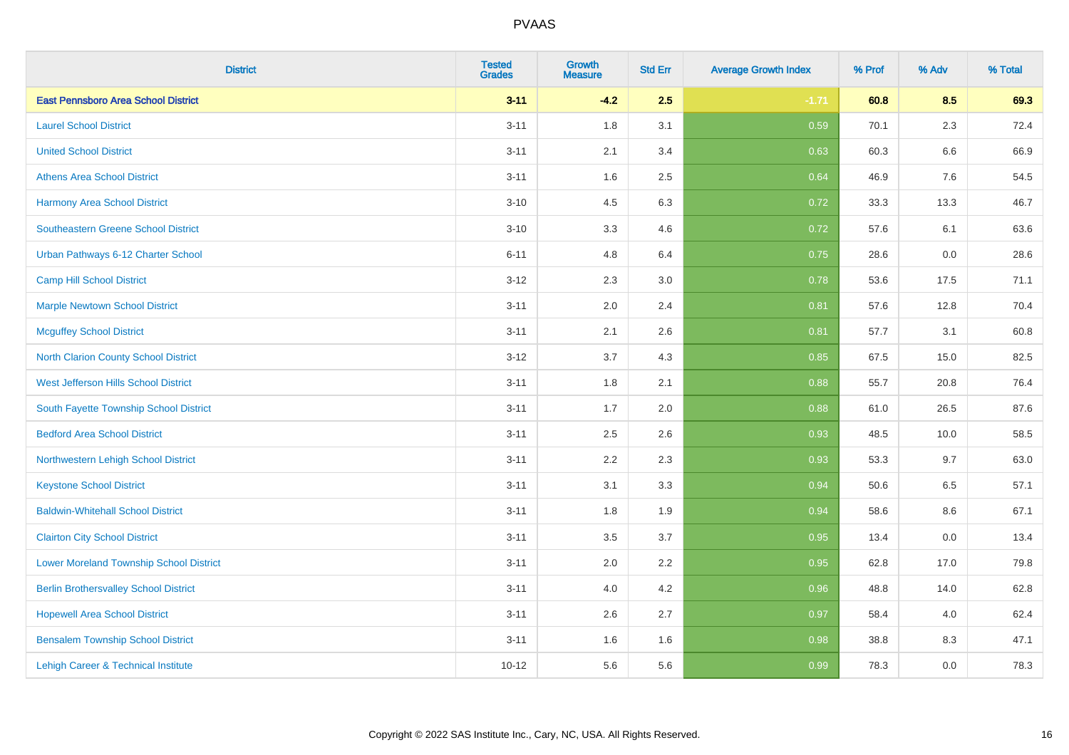# PVAAS

| District | Tested Grades | Growth Measure | Std Err | Average Growth Index | % Prof | % Adv | % Total |
|---|---|---|---|---|---|---|---|
| **East Pennsboro Area School District** | **3-11** | **-4.2** | **2.5** | **-1.71** | **60.8** | **8.5** | **69.3** |
| Laurel School District | 3-11 | 1.8 | 3.1 | 0.59 | 70.1 | 2.3 | 72.4 |
| United School District | 3-11 | 2.1 | 3.4 | 0.63 | 60.3 | 6.6 | 66.9 |
| Athens Area School District | 3-11 | 1.6 | 2.5 | 0.64 | 46.9 | 7.6 | 54.5 |
| Harmony Area School District | 3-10 | 4.5 | 6.3 | 0.72 | 33.3 | 13.3 | 46.7 |
| Southeastern Greene School District | 3-10 | 3.3 | 4.6 | 0.72 | 57.6 | 6.1 | 63.6 |
| Urban Pathways 6-12 Charter School | 6-11 | 4.8 | 6.4 | 0.75 | 28.6 | 0.0 | 28.6 |
| Camp Hill School District | 3-12 | 2.3 | 3.0 | 0.78 | 53.6 | 17.5 | 71.1 |
| Marple Newtown School District | 3-11 | 2.0 | 2.4 | 0.81 | 57.6 | 12.8 | 70.4 |
| Mcguffey School District | 3-11 | 2.1 | 2.6 | 0.81 | 57.7 | 3.1 | 60.8 |
| North Clarion County School District | 3-12 | 3.7 | 4.3 | 0.85 | 67.5 | 15.0 | 82.5 |
| West Jefferson Hills School District | 3-11 | 1.8 | 2.1 | 0.88 | 55.7 | 20.8 | 76.4 |
| South Fayette Township School District | 3-11 | 1.7 | 2.0 | 0.88 | 61.0 | 26.5 | 87.6 |
| Bedford Area School District | 3-11 | 2.5 | 2.6 | 0.93 | 48.5 | 10.0 | 58.5 |
| Northwestern Lehigh School District | 3-11 | 2.2 | 2.3 | 0.93 | 53.3 | 9.7 | 63.0 |
| Keystone School District | 3-11 | 3.1 | 3.3 | 0.94 | 50.6 | 6.5 | 57.1 |
| Baldwin-Whitehall School District | 3-11 | 1.8 | 1.9 | 0.94 | 58.6 | 8.6 | 67.1 |
| Clairton City School District | 3-11 | 3.5 | 3.7 | 0.95 | 13.4 | 0.0 | 13.4 |
| Lower Moreland Township School District | 3-11 | 2.0 | 2.2 | 0.95 | 62.8 | 17.0 | 79.8 |
| Berlin Brothersvalley School District | 3-11 | 4.0 | 4.2 | 0.96 | 48.8 | 14.0 | 62.8 |
| Hopewell Area School District | 3-11 | 2.6 | 2.7 | 0.97 | 58.4 | 4.0 | 62.4 |
| Bensalem Township School District | 3-11 | 1.6 | 1.6 | 0.98 | 38.8 | 8.3 | 47.1 |
| Lehigh Career & Technical Institute | 10-12 | 5.6 | 5.6 | 0.99 | 78.3 | 0.0 | 78.3 |

Copyright © 2022 SAS Institute Inc., Cary, NC, USA. All Rights Reserved.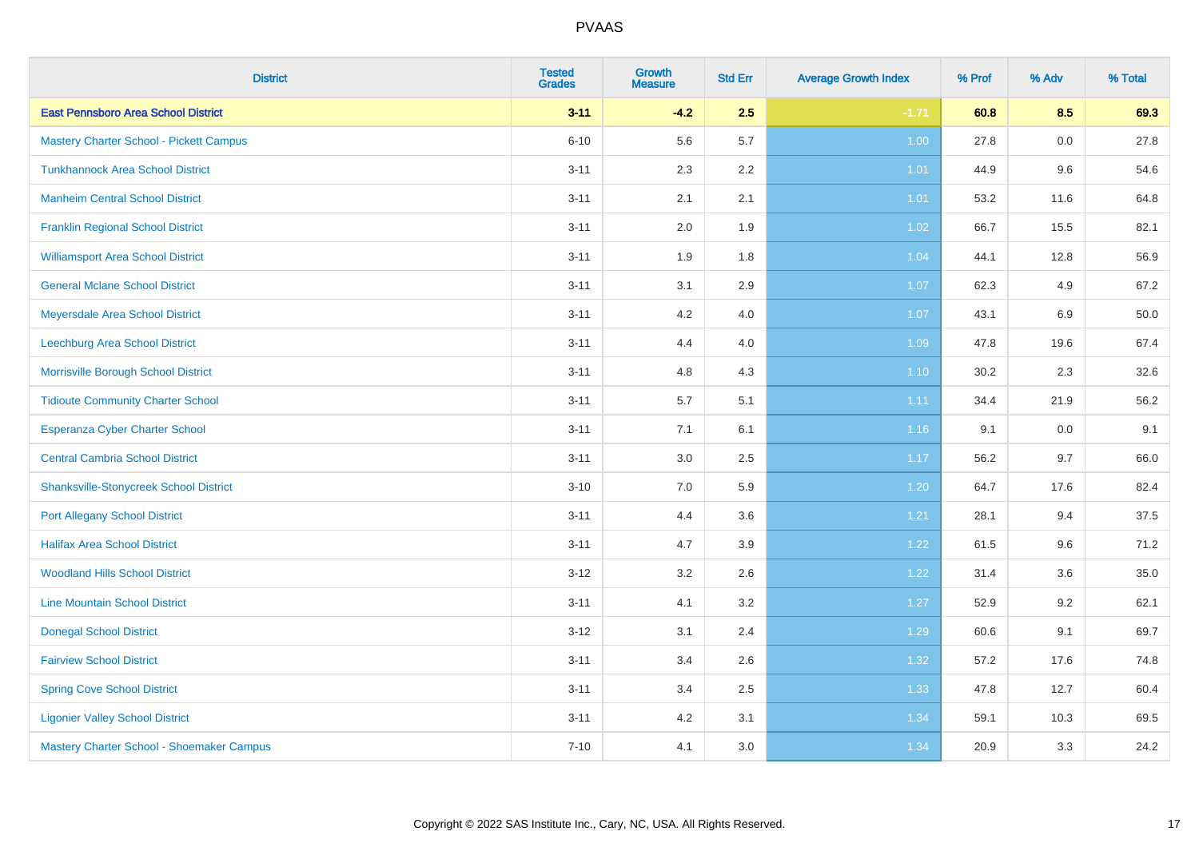# PVAAS

| District | Tested Grades | Growth Measure | Std Err | Average Growth Index | % Prof | % Adv | % Total |
|---|---|---|---|---|---|---|---|
| **East Pennsboro Area School District** | **3-11** | **-4.2** | **2.5** | **-1.71** | **60.8** | **8.5** | **69.3** |
| Mastery Charter School - Pickett Campus | 6-10 | 5.6 | 5.7 | 1.00 | 27.8 | 0.0 | 27.8 |
| Tunkhannock Area School District | 3-11 | 2.3 | 2.2 | 1.01 | 44.9 | 9.6 | 54.6 |
| Manheim Central School District | 3-11 | 2.1 | 2.1 | 1.01 | 53.2 | 11.6 | 64.8 |
| Franklin Regional School District | 3-11 | 2.0 | 1.9 | 1.02 | 66.7 | 15.5 | 82.1 |
| Williamsport Area School District | 3-11 | 1.9 | 1.8 | 1.04 | 44.1 | 12.8 | 56.9 |
| General Mclane School District | 3-11 | 3.1 | 2.9 | 1.07 | 62.3 | 4.9 | 67.2 |
| Meyersdale Area School District | 3-11 | 4.2 | 4.0 | 1.07 | 43.1 | 6.9 | 50.0 |
| Leechburg Area School District | 3-11 | 4.4 | 4.0 | 1.09 | 47.8 | 19.6 | 67.4 |
| Morrisville Borough School District | 3-11 | 4.8 | 4.3 | 1.10 | 30.2 | 2.3 | 32.6 |
| Tidioute Community Charter School | 3-11 | 5.7 | 5.1 | 1.11 | 34.4 | 21.9 | 56.2 |
| Esperanza Cyber Charter School | 3-11 | 7.1 | 6.1 | 1.16 | 9.1 | 0.0 | 9.1 |
| Central Cambria School District | 3-11 | 3.0 | 2.5 | 1.17 | 56.2 | 9.7 | 66.0 |
| Shanksville-Stonycreek School District | 3-10 | 7.0 | 5.9 | 1.20 | 64.7 | 17.6 | 82.4 |
| Port Allegany School District | 3-11 | 4.4 | 3.6 | 1.21 | 28.1 | 9.4 | 37.5 |
| Halifax Area School District | 3-11 | 4.7 | 3.9 | 1.22 | 61.5 | 9.6 | 71.2 |
| Woodland Hills School District | 3-12 | 3.2 | 2.6 | 1.22 | 31.4 | 3.6 | 35.0 |
| Line Mountain School District | 3-11 | 4.1 | 3.2 | 1.27 | 52.9 | 9.2 | 62.1 |
| Donegal School District | 3-12 | 3.1 | 2.4 | 1.29 | 60.6 | 9.1 | 69.7 |
| Fairview School District | 3-11 | 3.4 | 2.6 | 1.32 | 57.2 | 17.6 | 74.8 |
| Spring Cove School District | 3-11 | 3.4 | 2.5 | 1.33 | 47.8 | 12.7 | 60.4 |
| Ligonier Valley School District | 3-11 | 4.2 | 3.1 | 1.34 | 59.1 | 10.3 | 69.5 |
| Mastery Charter School - Shoemaker Campus | 7-10 | 4.1 | 3.0 | 1.34 | 20.9 | 3.3 | 24.2 |

Copyright © 2022 SAS Institute Inc., Cary, NC, USA. All Rights Reserved.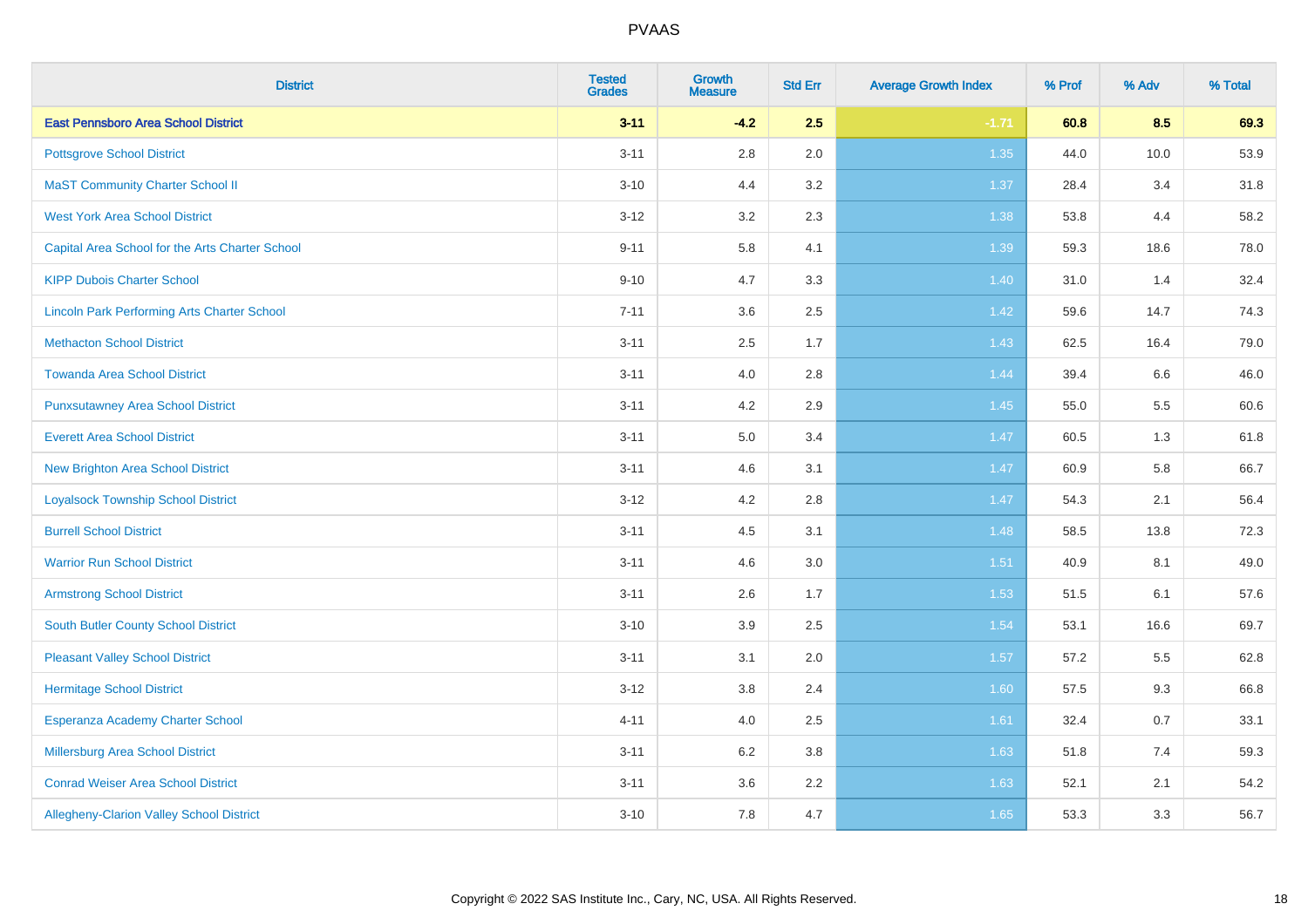| District | Tested Grades | Growth Measure | Std Err | Average Growth Index | % Prof | % Adv | % Total |
|---|---|---|---|---|---|---|---|
| **East Pennsboro Area School District** | **3-11** | **-4.2** | **2.5** | **-1.71** | **60.8** | **8.5** | **69.3** |
| Pottsgrove School District | 3-11 | 2.8 | 2.0 | 1.35 | 44.0 | 10.0 | 53.9 |
| MaST Community Charter School II | 3-10 | 4.4 | 3.2 | 1.37 | 28.4 | 3.4 | 31.8 |
| West York Area School District | 3-12 | 3.2 | 2.3 | 1.38 | 53.8 | 4.4 | 58.2 |
| Capital Area School for the Arts Charter School | 9-11 | 5.8 | 4.1 | 1.39 | 59.3 | 18.6 | 78.0 |
| KIPP Dubois Charter School | 9-10 | 4.7 | 3.3 | 1.40 | 31.0 | 1.4 | 32.4 |
| Lincoln Park Performing Arts Charter School | 7-11 | 3.6 | 2.5 | 1.42 | 59.6 | 14.7 | 74.3 |
| Methacton School District | 3-11 | 2.5 | 1.7 | 1.43 | 62.5 | 16.4 | 79.0 |
| Towanda Area School District | 3-11 | 4.0 | 2.8 | 1.44 | 39.4 | 6.6 | 46.0 |
| Punxsutawney Area School District | 3-11 | 4.2 | 2.9 | 1.45 | 55.0 | 5.5 | 60.6 |
| Everett Area School District | 3-11 | 5.0 | 3.4 | 1.47 | 60.5 | 1.3 | 61.8 |
| New Brighton Area School District | 3-11 | 4.6 | 3.1 | 1.47 | 60.9 | 5.8 | 66.7 |
| Loyalsock Township School District | 3-12 | 4.2 | 2.8 | 1.47 | 54.3 | 2.1 | 56.4 |
| Burrell School District | 3-11 | 4.5 | 3.1 | 1.48 | 58.5 | 13.8 | 72.3 |
| Warrior Run School District | 3-11 | 4.6 | 3.0 | 1.51 | 40.9 | 8.1 | 49.0 |
| Armstrong School District | 3-11 | 2.6 | 1.7 | 1.53 | 51.5 | 6.1 | 57.6 |
| South Butler County School District | 3-10 | 3.9 | 2.5 | 1.54 | 53.1 | 16.6 | 69.7 |
| Pleasant Valley School District | 3-11 | 3.1 | 2.0 | 1.57 | 57.2 | 5.5 | 62.8 |
| Hermitage School District | 3-12 | 3.8 | 2.4 | 1.60 | 57.5 | 9.3 | 66.8 |
| Esperanza Academy Charter School | 4-11 | 4.0 | 2.5 | 1.61 | 32.4 | 0.7 | 33.1 |
| Millersburg Area School District | 3-11 | 6.2 | 3.8 | 1.63 | 51.8 | 7.4 | 59.3 |
| Conrad Weiser Area School District | 3-11 | 3.6 | 2.2 | 1.63 | 52.1 | 2.1 | 54.2 |
| Allegheny-Clarion Valley School District | 3-10 | 7.8 | 4.7 | 1.65 | 53.3 | 3.3 | 56.7 |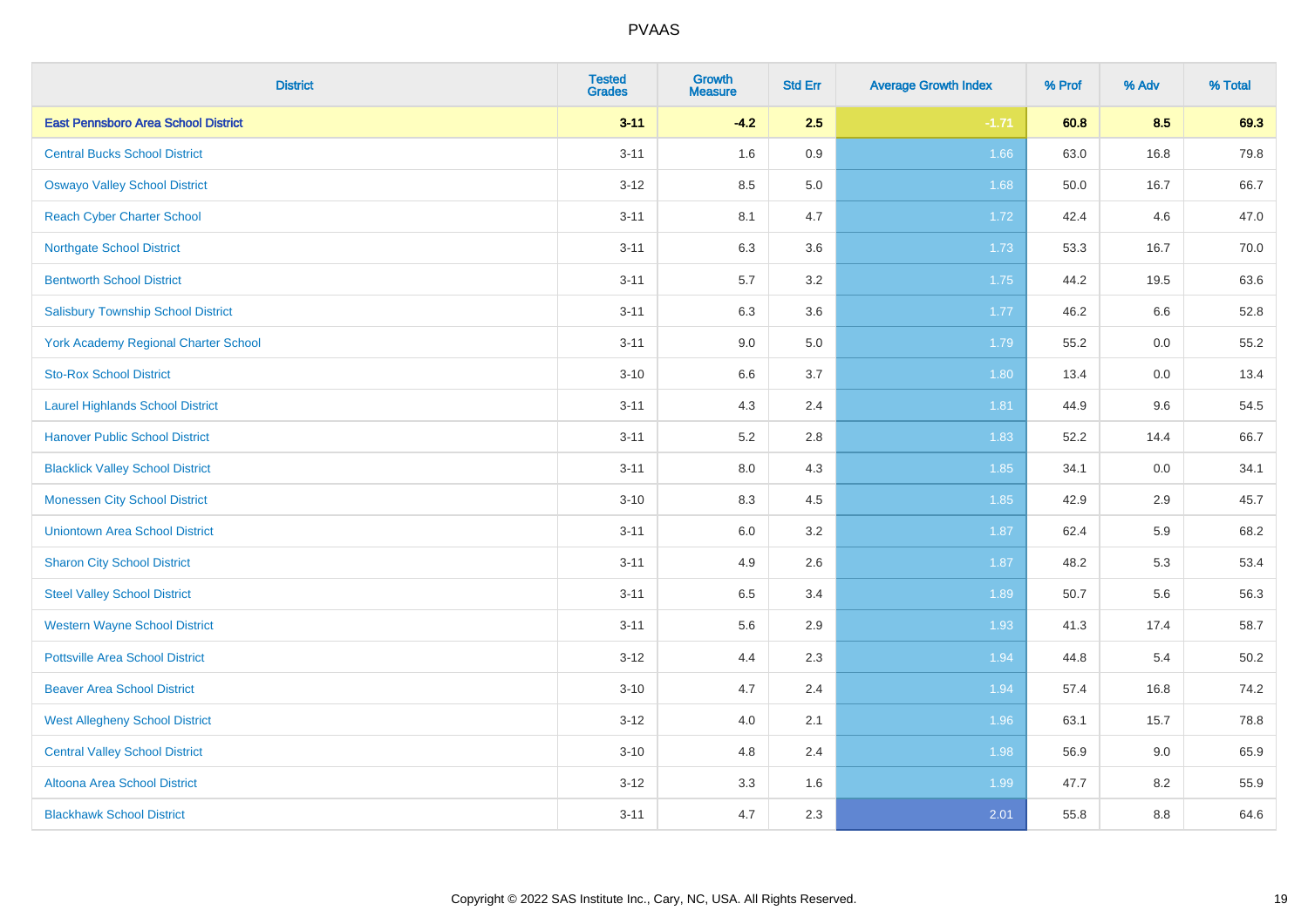# PVAAS

| District | Tested Grades | Growth Measure | Std Err | Average Growth Index | % Prof | % Adv | % Total |
|---|---|---|---|---|---|---|---|
| **East Pennsboro Area School District** | **3-11** | **-4.2** | **2.5** | **-1.71** | **60.8** | **8.5** | **69.3** |
| Central Bucks School District | 3-11 | 1.6 | 0.9 | 1.66 | 63.0 | 16.8 | 79.8 |
| Oswayo Valley School District | 3-12 | 8.5 | 5.0 | 1.68 | 50.0 | 16.7 | 66.7 |
| Reach Cyber Charter School | 3-11 | 8.1 | 4.7 | 1.72 | 42.4 | 4.6 | 47.0 |
| Northgate School District | 3-11 | 6.3 | 3.6 | 1.73 | 53.3 | 16.7 | 70.0 |
| Bentworth School District | 3-11 | 5.7 | 3.2 | 1.75 | 44.2 | 19.5 | 63.6 |
| Salisbury Township School District | 3-11 | 6.3 | 3.6 | 1.77 | 46.2 | 6.6 | 52.8 |
| York Academy Regional Charter School | 3-11 | 9.0 | 5.0 | 1.79 | 55.2 | 0.0 | 55.2 |
| Sto-Rox School District | 3-10 | 6.6 | 3.7 | 1.80 | 13.4 | 0.0 | 13.4 |
| Laurel Highlands School District | 3-11 | 4.3 | 2.4 | 1.81 | 44.9 | 9.6 | 54.5 |
| Hanover Public School District | 3-11 | 5.2 | 2.8 | 1.83 | 52.2 | 14.4 | 66.7 |
| Blacklick Valley School District | 3-11 | 8.0 | 4.3 | 1.85 | 34.1 | 0.0 | 34.1 |
| Monessen City School District | 3-10 | 8.3 | 4.5 | 1.85 | 42.9 | 2.9 | 45.7 |
| Uniontown Area School District | 3-11 | 6.0 | 3.2 | 1.87 | 62.4 | 5.9 | 68.2 |
| Sharon City School District | 3-11 | 4.9 | 2.6 | 1.87 | 48.2 | 5.3 | 53.4 |
| Steel Valley School District | 3-11 | 6.5 | 3.4 | 1.89 | 50.7 | 5.6 | 56.3 |
| Western Wayne School District | 3-11 | 5.6 | 2.9 | 1.93 | 41.3 | 17.4 | 58.7 |
| Pottsville Area School District | 3-12 | 4.4 | 2.3 | 1.94 | 44.8 | 5.4 | 50.2 |
| Beaver Area School District | 3-10 | 4.7 | 2.4 | 1.94 | 57.4 | 16.8 | 74.2 |
| West Allegheny School District | 3-12 | 4.0 | 2.1 | 1.96 | 63.1 | 15.7 | 78.8 |
| Central Valley School District | 3-10 | 4.8 | 2.4 | 1.98 | 56.9 | 9.0 | 65.9 |
| Altoona Area School District | 3-12 | 3.3 | 1.6 | 1.99 | 47.7 | 8.2 | 55.9 |
| Blackhawk School District | 3-11 | 4.7 | 2.3 | 2.01 | 55.8 | 8.8 | 64.6 |

Copyright © 2022 SAS Institute Inc., Cary, NC, USA. All Rights Reserved.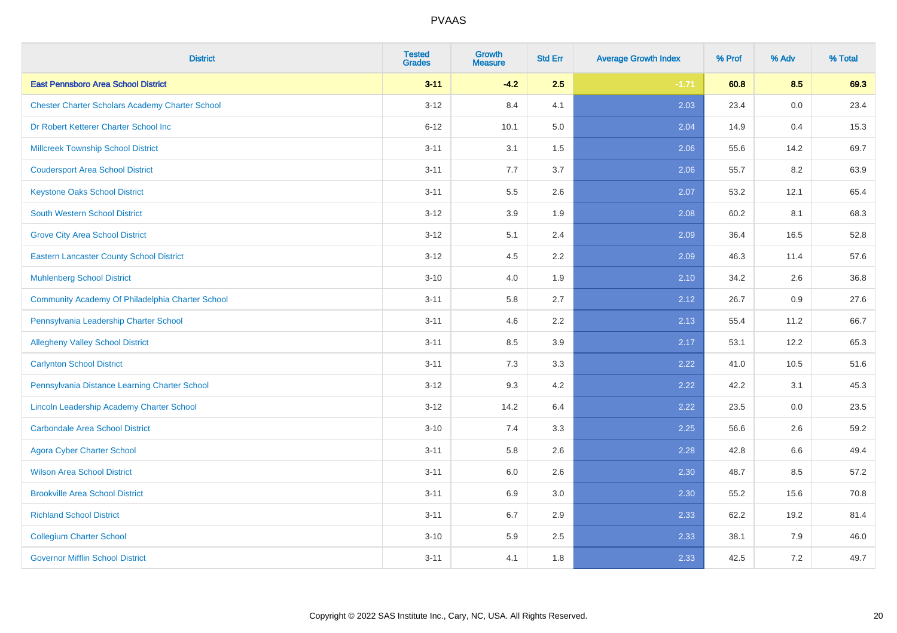| District | Tested Grades | Growth Measure | Std Err | Average Growth Index | % Prof | % Adv | % Total |
|---|---|---|---|---|---|---|---|
| **East Pennsboro Area School District** | **3-11** | **-4.2** | **2.5** | **-1.71** | **60.8** | **8.5** | **69.3** |
| Chester Charter Scholars Academy Charter School | 3-12 | 8.4 | 4.1 | 2.03 | 23.4 | 0.0 | 23.4 |
| Dr Robert Ketterer Charter School Inc | 6-12 | 10.1 | 5.0 | 2.04 | 14.9 | 0.4 | 15.3 |
| Millcreek Township School District | 3-11 | 3.1 | 1.5 | 2.06 | 55.6 | 14.2 | 69.7 |
| Coudersport Area School District | 3-11 | 7.7 | 3.7 | 2.06 | 55.7 | 8.2 | 63.9 |
| Keystone Oaks School District | 3-11 | 5.5 | 2.6 | 2.07 | 53.2 | 12.1 | 65.4 |
| South Western School District | 3-12 | 3.9 | 1.9 | 2.08 | 60.2 | 8.1 | 68.3 |
| Grove City Area School District | 3-12 | 5.1 | 2.4 | 2.09 | 36.4 | 16.5 | 52.8 |
| Eastern Lancaster County School District | 3-12 | 4.5 | 2.2 | 2.09 | 46.3 | 11.4 | 57.6 |
| Muhlenberg School District | 3-10 | 4.0 | 1.9 | 2.10 | 34.2 | 2.6 | 36.8 |
| Community Academy Of Philadelphia Charter School | 3-11 | 5.8 | 2.7 | 2.12 | 26.7 | 0.9 | 27.6 |
| Pennsylvania Leadership Charter School | 3-11 | 4.6 | 2.2 | 2.13 | 55.4 | 11.2 | 66.7 |
| Allegheny Valley School District | 3-11 | 8.5 | 3.9 | 2.17 | 53.1 | 12.2 | 65.3 |
| Carlynton School District | 3-11 | 7.3 | 3.3 | 2.22 | 41.0 | 10.5 | 51.6 |
| Pennsylvania Distance Learning Charter School | 3-12 | 9.3 | 4.2 | 2.22 | 42.2 | 3.1 | 45.3 |
| Lincoln Leadership Academy Charter School | 3-12 | 14.2 | 6.4 | 2.22 | 23.5 | 0.0 | 23.5 |
| Carbondale Area School District | 3-10 | 7.4 | 3.3 | 2.25 | 56.6 | 2.6 | 59.2 |
| Agora Cyber Charter School | 3-11 | 5.8 | 2.6 | 2.28 | 42.8 | 6.6 | 49.4 |
| Wilson Area School District | 3-11 | 6.0 | 2.6 | 2.30 | 48.7 | 8.5 | 57.2 |
| Brookville Area School District | 3-11 | 6.9 | 3.0 | 2.30 | 55.2 | 15.6 | 70.8 |
| Richland School District | 3-11 | 6.7 | 2.9 | 2.33 | 62.2 | 19.2 | 81.4 |
| Collegium Charter School | 3-10 | 5.9 | 2.5 | 2.33 | 38.1 | 7.9 | 46.0 |
| Governor Mifflin School District | 3-11 | 4.1 | 1.8 | 2.33 | 42.5 | 7.2 | 49.7 |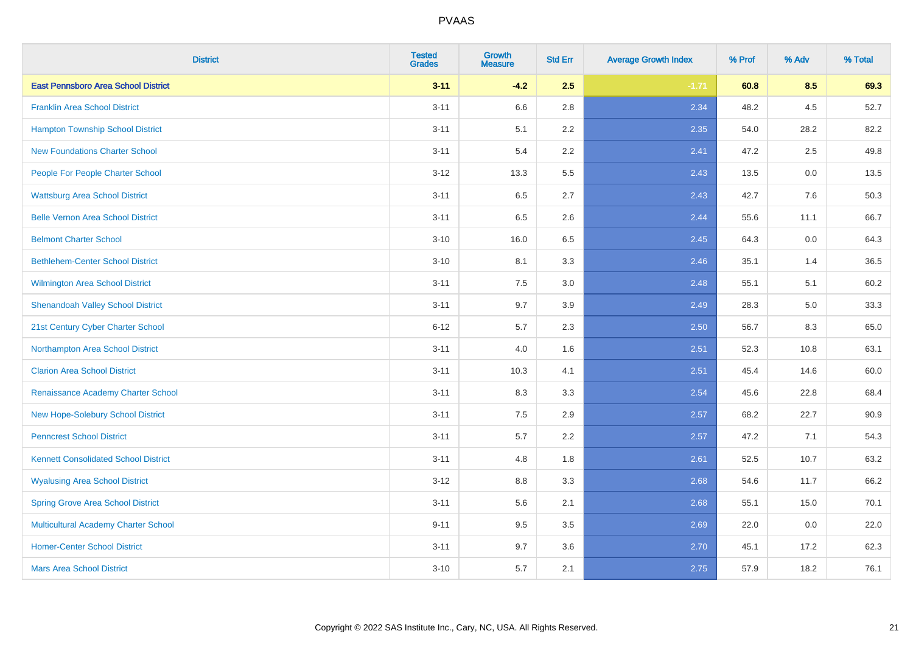| District | Tested Grades | Growth Measure | Std Err | Average Growth Index | % Prof | % Adv | % Total |
|---|---|---|---|---|---|---|---|
| **East Pennsboro Area School District** | **3-11** | **-4.2** | **2.5** | **-1.71** | **60.8** | **8.5** | **69.3** |
| Franklin Area School District | 3-11 | 6.6 | 2.8 | 2.34 | 48.2 | 4.5 | 52.7 |
| Hampton Township School District | 3-11 | 5.1 | 2.2 | 2.35 | 54.0 | 28.2 | 82.2 |
| New Foundations Charter School | 3-11 | 5.4 | 2.2 | 2.41 | 47.2 | 2.5 | 49.8 |
| People For People Charter School | 3-12 | 13.3 | 5.5 | 2.43 | 13.5 | 0.0 | 13.5 |
| Wattsburg Area School District | 3-11 | 6.5 | 2.7 | 2.43 | 42.7 | 7.6 | 50.3 |
| Belle Vernon Area School District | 3-11 | 6.5 | 2.6 | 2.44 | 55.6 | 11.1 | 66.7 |
| Belmont Charter School | 3-10 | 16.0 | 6.5 | 2.45 | 64.3 | 0.0 | 64.3 |
| Bethlehem-Center School District | 3-10 | 8.1 | 3.3 | 2.46 | 35.1 | 1.4 | 36.5 |
| Wilmington Area School District | 3-11 | 7.5 | 3.0 | 2.48 | 55.1 | 5.1 | 60.2 |
| Shenandoah Valley School District | 3-11 | 9.7 | 3.9 | 2.49 | 28.3 | 5.0 | 33.3 |
| 21st Century Cyber Charter School | 6-12 | 5.7 | 2.3 | 2.50 | 56.7 | 8.3 | 65.0 |
| Northampton Area School District | 3-11 | 4.0 | 1.6 | 2.51 | 52.3 | 10.8 | 63.1 |
| Clarion Area School District | 3-11 | 10.3 | 4.1 | 2.51 | 45.4 | 14.6 | 60.0 |
| Renaissance Academy Charter School | 3-11 | 8.3 | 3.3 | 2.54 | 45.6 | 22.8 | 68.4 |
| New Hope-Solebury School District | 3-11 | 7.5 | 2.9 | 2.57 | 68.2 | 22.7 | 90.9 |
| Penncrest School District | 3-11 | 5.7 | 2.2 | 2.57 | 47.2 | 7.1 | 54.3 |
| Kennett Consolidated School District | 3-11 | 4.8 | 1.8 | 2.61 | 52.5 | 10.7 | 63.2 |
| Wyalusing Area School District | 3-12 | 8.8 | 3.3 | 2.68 | 54.6 | 11.7 | 66.2 |
| Spring Grove Area School District | 3-11 | 5.6 | 2.1 | 2.68 | 55.1 | 15.0 | 70.1 |
| Multicultural Academy Charter School | 9-11 | 9.5 | 3.5 | 2.69 | 22.0 | 0.0 | 22.0 |
| Homer-Center School District | 3-11 | 9.7 | 3.6 | 2.70 | 45.1 | 17.2 | 62.3 |
| Mars Area School District | 3-10 | 5.7 | 2.1 | 2.75 | 57.9 | 18.2 | 76.1 |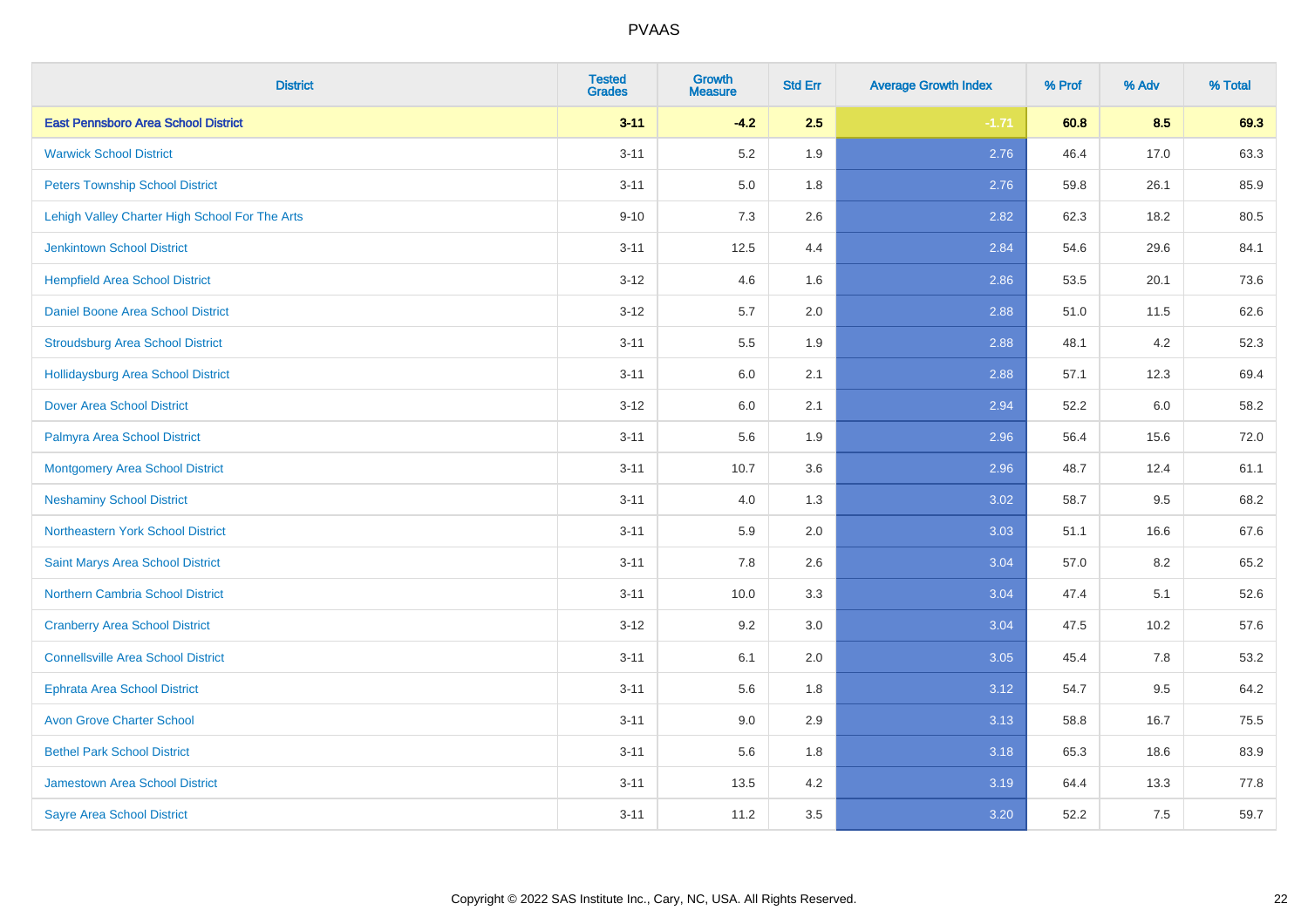# PVAAS

| District | Tested Grades | Growth Measure | Std Err | Average Growth Index | % Prof | % Adv | % Total |
|---|---|---|---|---|---|---|---|
| **East Pennsboro Area School District** | **3-11** | **-4.2** | **2.5** | **-1.71** | **60.8** | **8.5** | **69.3** |
| Warwick School District | 3-11 | 5.2 | 1.9 | 2.76 | 46.4 | 17.0 | 63.3 |
| Peters Township School District | 3-11 | 5.0 | 1.8 | 2.76 | 59.8 | 26.1 | 85.9 |
| Lehigh Valley Charter High School For The Arts | 9-10 | 7.3 | 2.6 | 2.82 | 62.3 | 18.2 | 80.5 |
| Jenkintown School District | 3-11 | 12.5 | 4.4 | 2.84 | 54.6 | 29.6 | 84.1 |
| Hempfield Area School District | 3-12 | 4.6 | 1.6 | 2.86 | 53.5 | 20.1 | 73.6 |
| Daniel Boone Area School District | 3-12 | 5.7 | 2.0 | 2.88 | 51.0 | 11.5 | 62.6 |
| Stroudsburg Area School District | 3-11 | 5.5 | 1.9 | 2.88 | 48.1 | 4.2 | 52.3 |
| Hollidaysburg Area School District | 3-11 | 6.0 | 2.1 | 2.88 | 57.1 | 12.3 | 69.4 |
| Dover Area School District | 3-12 | 6.0 | 2.1 | 2.94 | 52.2 | 6.0 | 58.2 |
| Palmyra Area School District | 3-11 | 5.6 | 1.9 | 2.96 | 56.4 | 15.6 | 72.0 |
| Montgomery Area School District | 3-11 | 10.7 | 3.6 | 2.96 | 48.7 | 12.4 | 61.1 |
| Neshaminy School District | 3-11 | 4.0 | 1.3 | 3.02 | 58.7 | 9.5 | 68.2 |
| Northeastern York School District | 3-11 | 5.9 | 2.0 | 3.03 | 51.1 | 16.6 | 67.6 |
| Saint Marys Area School District | 3-11 | 7.8 | 2.6 | 3.04 | 57.0 | 8.2 | 65.2 |
| Northern Cambria School District | 3-11 | 10.0 | 3.3 | 3.04 | 47.4 | 5.1 | 52.6 |
| Cranberry Area School District | 3-12 | 9.2 | 3.0 | 3.04 | 47.5 | 10.2 | 57.6 |
| Connellsville Area School District | 3-11 | 6.1 | 2.0 | 3.05 | 45.4 | 7.8 | 53.2 |
| Ephrata Area School District | 3-11 | 5.6 | 1.8 | 3.12 | 54.7 | 9.5 | 64.2 |
| Avon Grove Charter School | 3-11 | 9.0 | 2.9 | 3.13 | 58.8 | 16.7 | 75.5 |
| Bethel Park School District | 3-11 | 5.6 | 1.8 | 3.18 | 65.3 | 18.6 | 83.9 |
| Jamestown Area School District | 3-11 | 13.5 | 4.2 | 3.19 | 64.4 | 13.3 | 77.8 |
| Sayre Area School District | 3-11 | 11.2 | 3.5 | 3.20 | 52.2 | 7.5 | 59.7 |

Copyright © 2022 SAS Institute Inc., Cary, NC, USA. All Rights Reserved.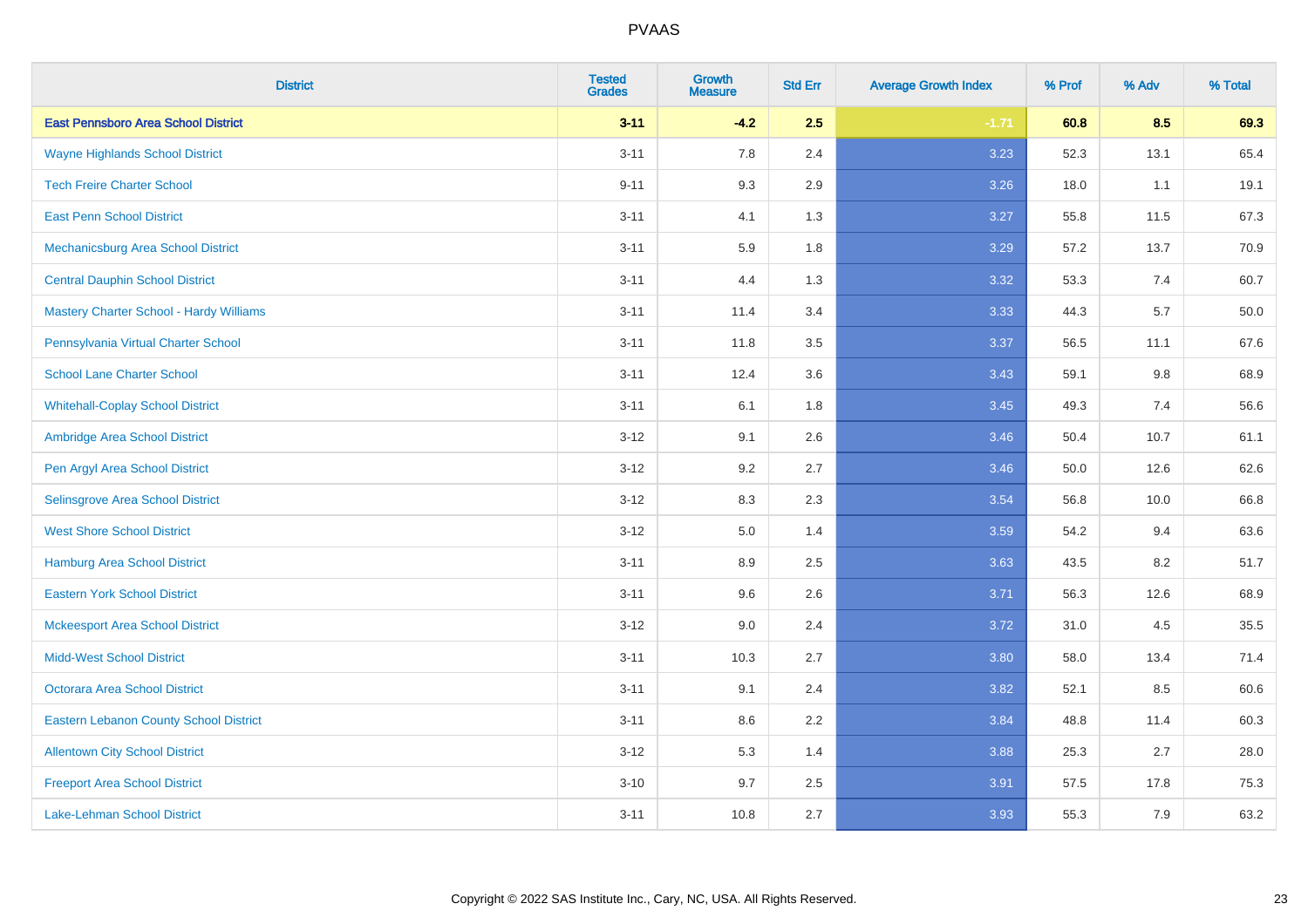| District | Tested Grades | Growth Measure | Std Err | Average Growth Index | % Prof | % Adv | % Total |
|---|---|---|---|---|---|---|---|
| **East Pennsboro Area School District** | **3-11** | **-4.2** | **2.5** | **-1.71** | **60.8** | **8.5** | **69.3** |
| Wayne Highlands School District | 3-11 | 7.8 | 2.4 | 3.23 | 52.3 | 13.1 | 65.4 |
| Tech Freire Charter School | 9-11 | 9.3 | 2.9 | 3.26 | 18.0 | 1.1 | 19.1 |
| East Penn School District | 3-11 | 4.1 | 1.3 | 3.27 | 55.8 | 11.5 | 67.3 |
| Mechanicsburg Area School District | 3-11 | 5.9 | 1.8 | 3.29 | 57.2 | 13.7 | 70.9 |
| Central Dauphin School District | 3-11 | 4.4 | 1.3 | 3.32 | 53.3 | 7.4 | 60.7 |
| Mastery Charter School - Hardy Williams | 3-11 | 11.4 | 3.4 | 3.33 | 44.3 | 5.7 | 50.0 |
| Pennsylvania Virtual Charter School | 3-11 | 11.8 | 3.5 | 3.37 | 56.5 | 11.1 | 67.6 |
| School Lane Charter School | 3-11 | 12.4 | 3.6 | 3.43 | 59.1 | 9.8 | 68.9 |
| Whitehall-Coplay School District | 3-11 | 6.1 | 1.8 | 3.45 | 49.3 | 7.4 | 56.6 |
| Ambridge Area School District | 3-12 | 9.1 | 2.6 | 3.46 | 50.4 | 10.7 | 61.1 |
| Pen Argyl Area School District | 3-12 | 9.2 | 2.7 | 3.46 | 50.0 | 12.6 | 62.6 |
| Selinsgrove Area School District | 3-12 | 8.3 | 2.3 | 3.54 | 56.8 | 10.0 | 66.8 |
| West Shore School District | 3-12 | 5.0 | 1.4 | 3.59 | 54.2 | 9.4 | 63.6 |
| Hamburg Area School District | 3-11 | 8.9 | 2.5 | 3.63 | 43.5 | 8.2 | 51.7 |
| Eastern York School District | 3-11 | 9.6 | 2.6 | 3.71 | 56.3 | 12.6 | 68.9 |
| Mckeesport Area School District | 3-12 | 9.0 | 2.4 | 3.72 | 31.0 | 4.5 | 35.5 |
| Midd-West School District | 3-11 | 10.3 | 2.7 | 3.80 | 58.0 | 13.4 | 71.4 |
| Octorara Area School District | 3-11 | 9.1 | 2.4 | 3.82 | 52.1 | 8.5 | 60.6 |
| Eastern Lebanon County School District | 3-11 | 8.6 | 2.2 | 3.84 | 48.8 | 11.4 | 60.3 |
| Allentown City School District | 3-12 | 5.3 | 1.4 | 3.88 | 25.3 | 2.7 | 28.0 |
| Freeport Area School District | 3-10 | 9.7 | 2.5 | 3.91 | 57.5 | 17.8 | 75.3 |
| Lake-Lehman School District | 3-11 | 10.8 | 2.7 | 3.93 | 55.3 | 7.9 | 63.2 |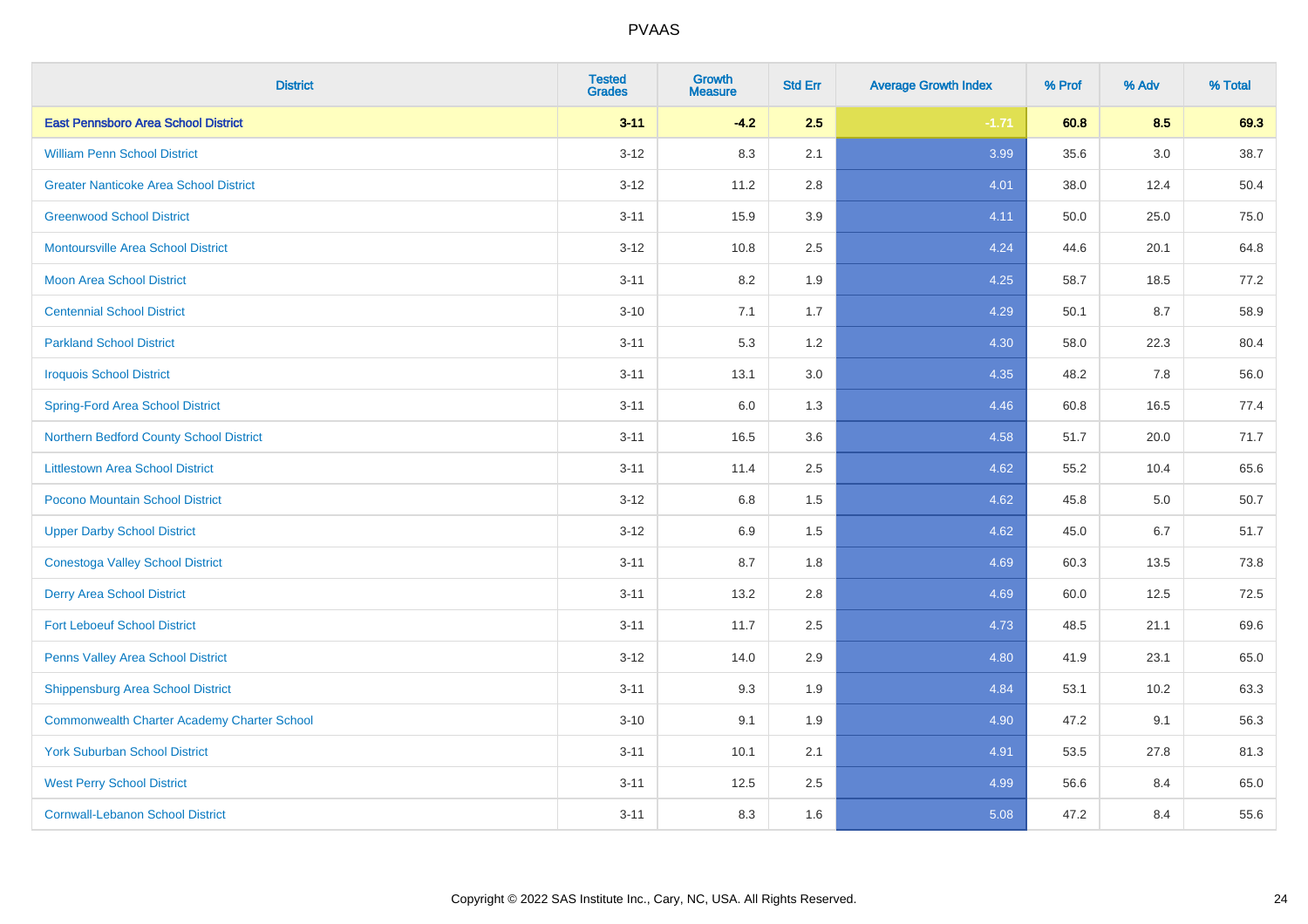# PVAAS

| District | Tested Grades | Growth Measure | Std Err | Average Growth Index | % Prof | % Adv | % Total |
|---|---|---|---|---|---|---|---|
| **East Pennsboro Area School District** | **3-11** | **-4.2** | **2.5** | **-1.71** | **60.8** | **8.5** | **69.3** |
| William Penn School District | 3-12 | 8.3 | 2.1 | 3.99 | 35.6 | 3.0 | 38.7 |
| Greater Nanticoke Area School District | 3-12 | 11.2 | 2.8 | 4.01 | 38.0 | 12.4 | 50.4 |
| Greenwood School District | 3-11 | 15.9 | 3.9 | 4.11 | 50.0 | 25.0 | 75.0 |
| Montoursville Area School District | 3-12 | 10.8 | 2.5 | 4.24 | 44.6 | 20.1 | 64.8 |
| Moon Area School District | 3-11 | 8.2 | 1.9 | 4.25 | 58.7 | 18.5 | 77.2 |
| Centennial School District | 3-10 | 7.1 | 1.7 | 4.29 | 50.1 | 8.7 | 58.9 |
| Parkland School District | 3-11 | 5.3 | 1.2 | 4.30 | 58.0 | 22.3 | 80.4 |
| Iroquois School District | 3-11 | 13.1 | 3.0 | 4.35 | 48.2 | 7.8 | 56.0 |
| Spring-Ford Area School District | 3-11 | 6.0 | 1.3 | 4.46 | 60.8 | 16.5 | 77.4 |
| Northern Bedford County School District | 3-11 | 16.5 | 3.6 | 4.58 | 51.7 | 20.0 | 71.7 |
| Littlestown Area School District | 3-11 | 11.4 | 2.5 | 4.62 | 55.2 | 10.4 | 65.6 |
| Pocono Mountain School District | 3-12 | 6.8 | 1.5 | 4.62 | 45.8 | 5.0 | 50.7 |
| Upper Darby School District | 3-12 | 6.9 | 1.5 | 4.62 | 45.0 | 6.7 | 51.7 |
| Conestoga Valley School District | 3-11 | 8.7 | 1.8 | 4.69 | 60.3 | 13.5 | 73.8 |
| Derry Area School District | 3-11 | 13.2 | 2.8 | 4.69 | 60.0 | 12.5 | 72.5 |
| Fort Leboeuf School District | 3-11 | 11.7 | 2.5 | 4.73 | 48.5 | 21.1 | 69.6 |
| Penns Valley Area School District | 3-12 | 14.0 | 2.9 | 4.80 | 41.9 | 23.1 | 65.0 |
| Shippensburg Area School District | 3-11 | 9.3 | 1.9 | 4.84 | 53.1 | 10.2 | 63.3 |
| Commonwealth Charter Academy Charter School | 3-10 | 9.1 | 1.9 | 4.90 | 47.2 | 9.1 | 56.3 |
| York Suburban School District | 3-11 | 10.1 | 2.1 | 4.91 | 53.5 | 27.8 | 81.3 |
| West Perry School District | 3-11 | 12.5 | 2.5 | 4.99 | 56.6 | 8.4 | 65.0 |
| Cornwall-Lebanon School District | 3-11 | 8.3 | 1.6 | 5.08 | 47.2 | 8.4 | 55.6 |

Copyright © 2022 SAS Institute Inc., Cary, NC, USA. All Rights Reserved.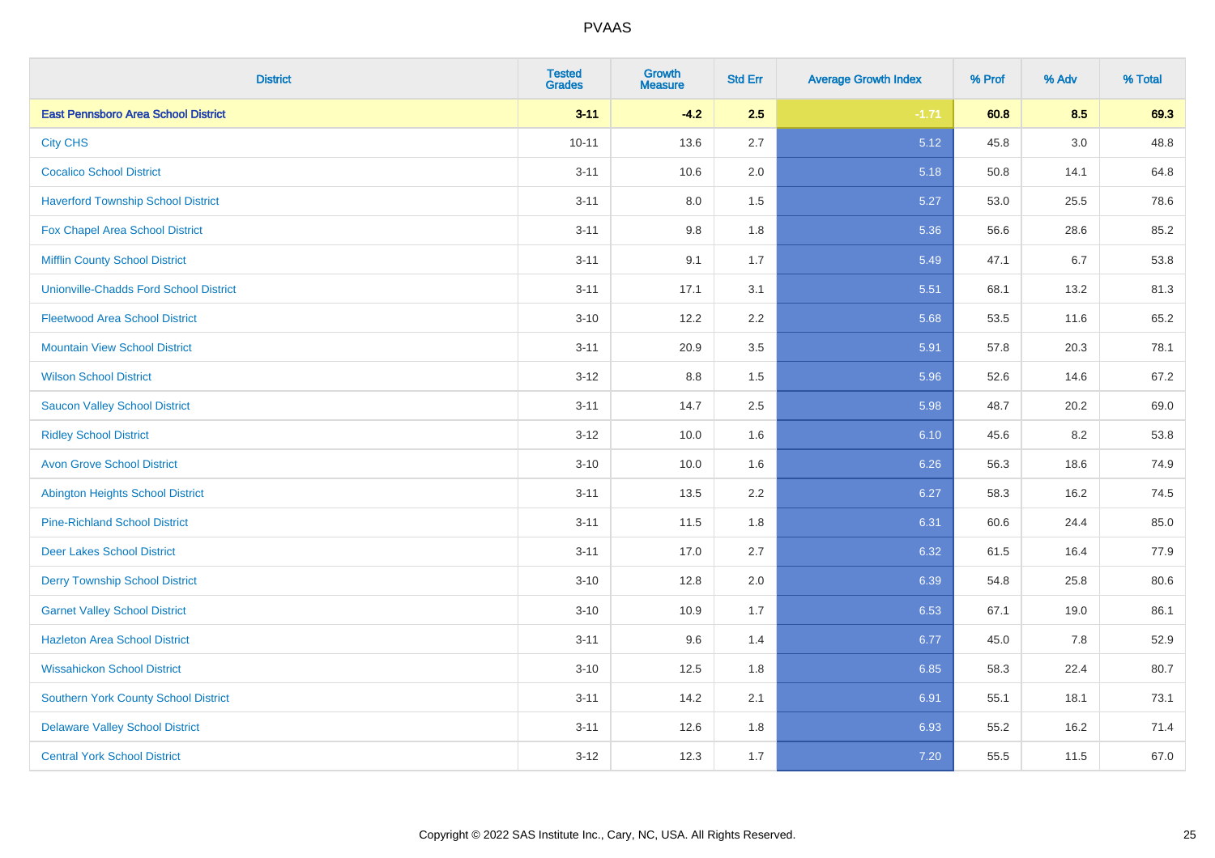| District | Tested Grades | Growth Measure | Std Err | Average Growth Index | % Prof | % Adv | % Total |
| --- | --- | --- | --- | --- | --- | --- | --- |
| **East Pennsboro Area School District** | **3-11** | **-4.2** | **2.5** | **-1.71** | **60.8** | **8.5** | **69.3** |
| City CHS | 10-11 | 13.6 | 2.7 | 5.12 | 45.8 | 3.0 | 48.8 |
| Cocalico School District | 3-11 | 10.6 | 2.0 | 5.18 | 50.8 | 14.1 | 64.8 |
| Haverford Township School District | 3-11 | 8.0 | 1.5 | 5.27 | 53.0 | 25.5 | 78.6 |
| Fox Chapel Area School District | 3-11 | 9.8 | 1.8 | 5.36 | 56.6 | 28.6 | 85.2 |
| Mifflin County School District | 3-11 | 9.1 | 1.7 | 5.49 | 47.1 | 6.7 | 53.8 |
| Unionville-Chadds Ford School District | 3-11 | 17.1 | 3.1 | 5.51 | 68.1 | 13.2 | 81.3 |
| Fleetwood Area School District | 3-10 | 12.2 | 2.2 | 5.68 | 53.5 | 11.6 | 65.2 |
| Mountain View School District | 3-11 | 20.9 | 3.5 | 5.91 | 57.8 | 20.3 | 78.1 |
| Wilson School District | 3-12 | 8.8 | 1.5 | 5.96 | 52.6 | 14.6 | 67.2 |
| Saucon Valley School District | 3-11 | 14.7 | 2.5 | 5.98 | 48.7 | 20.2 | 69.0 |
| Ridley School District | 3-12 | 10.0 | 1.6 | 6.10 | 45.6 | 8.2 | 53.8 |
| Avon Grove School District | 3-10 | 10.0 | 1.6 | 6.26 | 56.3 | 18.6 | 74.9 |
| Abington Heights School District | 3-11 | 13.5 | 2.2 | 6.27 | 58.3 | 16.2 | 74.5 |
| Pine-Richland School District | 3-11 | 11.5 | 1.8 | 6.31 | 60.6 | 24.4 | 85.0 |
| Deer Lakes School District | 3-11 | 17.0 | 2.7 | 6.32 | 61.5 | 16.4 | 77.9 |
| Derry Township School District | 3-10 | 12.8 | 2.0 | 6.39 | 54.8 | 25.8 | 80.6 |
| Garnet Valley School District | 3-10 | 10.9 | 1.7 | 6.53 | 67.1 | 19.0 | 86.1 |
| Hazleton Area School District | 3-11 | 9.6 | 1.4 | 6.77 | 45.0 | 7.8 | 52.9 |
| Wissahickon School District | 3-10 | 12.5 | 1.8 | 6.85 | 58.3 | 22.4 | 80.7 |
| Southern York County School District | 3-11 | 14.2 | 2.1 | 6.91 | 55.1 | 18.1 | 73.1 |
| Delaware Valley School District | 3-11 | 12.6 | 1.8 | 6.93 | 55.2 | 16.2 | 71.4 |
| Central York School District | 3-12 | 12.3 | 1.7 | 7.20 | 55.5 | 11.5 | 67.0 |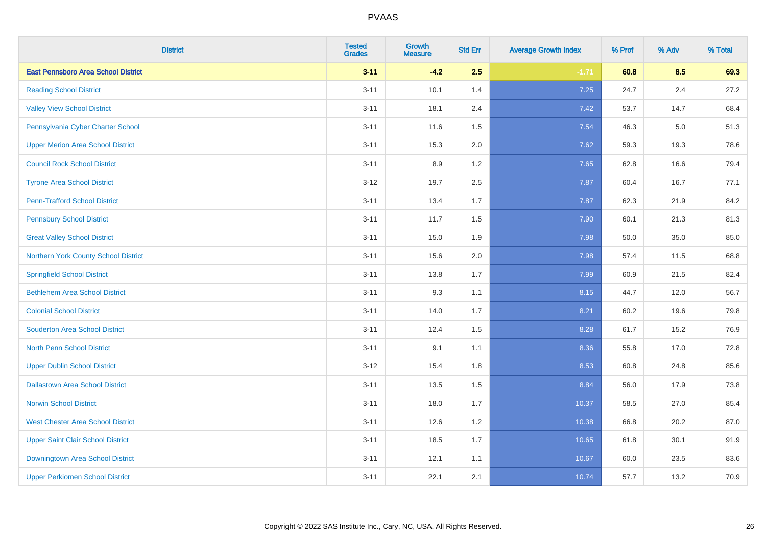# PVAAS

| District | Tested Grades | Growth Measure | Std Err | Average Growth Index | % Prof | % Adv | % Total |
|---|---|---|---|---|---|---|---|
| **East Pennsboro Area School District** | **3-11** | **-4.2** | **2.5** | **-1.71** | **60.8** | **8.5** | **69.3** |
| Reading School District | 3-11 | 10.1 | 1.4 | 7.25 | 24.7 | 2.4 | 27.2 |
| Valley View School District | 3-11 | 18.1 | 2.4 | 7.42 | 53.7 | 14.7 | 68.4 |
| Pennsylvania Cyber Charter School | 3-11 | 11.6 | 1.5 | 7.54 | 46.3 | 5.0 | 51.3 |
| Upper Merion Area School District | 3-11 | 15.3 | 2.0 | 7.62 | 59.3 | 19.3 | 78.6 |
| Council Rock School District | 3-11 | 8.9 | 1.2 | 7.65 | 62.8 | 16.6 | 79.4 |
| Tyrone Area School District | 3-12 | 19.7 | 2.5 | 7.87 | 60.4 | 16.7 | 77.1 |
| Penn-Trafford School District | 3-11 | 13.4 | 1.7 | 7.87 | 62.3 | 21.9 | 84.2 |
| Pennsbury School District | 3-11 | 11.7 | 1.5 | 7.90 | 60.1 | 21.3 | 81.3 |
| Great Valley School District | 3-11 | 15.0 | 1.9 | 7.98 | 50.0 | 35.0 | 85.0 |
| Northern York County School District | 3-11 | 15.6 | 2.0 | 7.98 | 57.4 | 11.5 | 68.8 |
| Springfield School District | 3-11 | 13.8 | 1.7 | 7.99 | 60.9 | 21.5 | 82.4 |
| Bethlehem Area School District | 3-11 | 9.3 | 1.1 | 8.15 | 44.7 | 12.0 | 56.7 |
| Colonial School District | 3-11 | 14.0 | 1.7 | 8.21 | 60.2 | 19.6 | 79.8 |
| Souderton Area School District | 3-11 | 12.4 | 1.5 | 8.28 | 61.7 | 15.2 | 76.9 |
| North Penn School District | 3-11 | 9.1 | 1.1 | 8.36 | 55.8 | 17.0 | 72.8 |
| Upper Dublin School District | 3-12 | 15.4 | 1.8 | 8.53 | 60.8 | 24.8 | 85.6 |
| Dallastown Area School District | 3-11 | 13.5 | 1.5 | 8.84 | 56.0 | 17.9 | 73.8 |
| Norwin School District | 3-11 | 18.0 | 1.7 | 10.37 | 58.5 | 27.0 | 85.4 |
| West Chester Area School District | 3-11 | 12.6 | 1.2 | 10.38 | 66.8 | 20.2 | 87.0 |
| Upper Saint Clair School District | 3-11 | 18.5 | 1.7 | 10.65 | 61.8 | 30.1 | 91.9 |
| Downingtown Area School District | 3-11 | 12.1 | 1.1 | 10.67 | 60.0 | 23.5 | 83.6 |
| Upper Perkiomen School District | 3-11 | 22.1 | 2.1 | 10.74 | 57.7 | 13.2 | 70.9 |

Copyright © 2022 SAS Institute Inc., Cary, NC, USA. All Rights Reserved.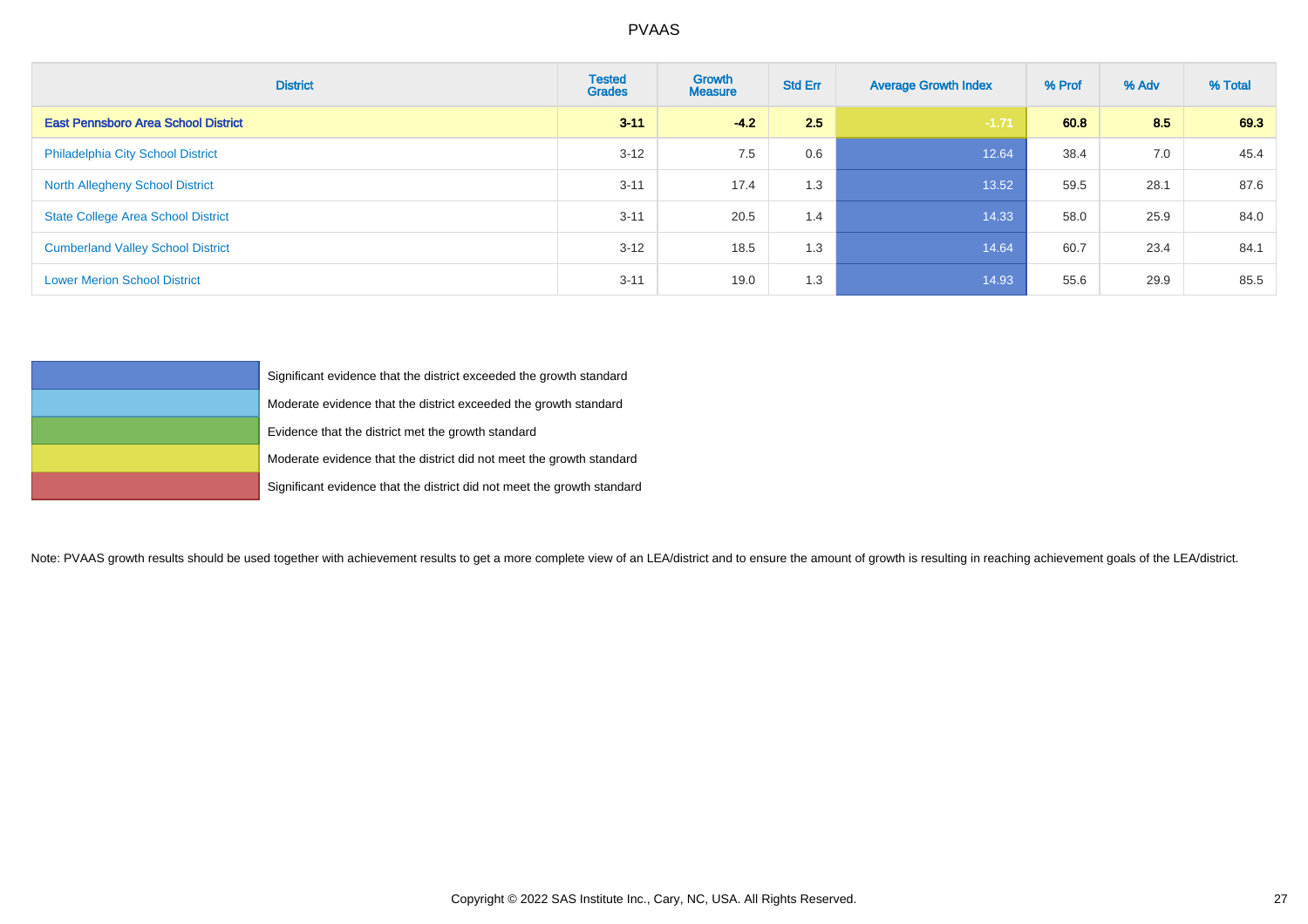PVAAS

| District | Tested Grades | Growth Measure | Std Err | Average Growth Index | % Prof | % Adv | % Total |
|---|---|---|---|---|---|---|---|
| **East Pennsboro Area School District** | **3-11** | **-4.2** | **2.5** | **-1.71** | **60.8** | **8.5** | **69.3** |
| Philadelphia City School District | 3-12 | 7.5 | 0.6 | 12.64 | 38.4 | 7.0 | 45.4 |
| North Allegheny School District | 3-11 | 17.4 | 1.3 | 13.52 | 59.5 | 28.1 | 87.6 |
| State College Area School District | 3-11 | 20.5 | 1.4 | 14.33 | 58.0 | 25.9 | 84.0 |
| Cumberland Valley School District | 3-12 | 18.5 | 1.3 | 14.64 | 60.7 | 23.4 | 84.1 |
| Lower Merion School District | 3-11 | 19.0 | 1.3 | 14.93 | 55.6 | 29.9 | 85.5 |

Significant evidence that the district exceeded the growth standard

Moderate evidence that the district exceeded the growth standard

Evidence that the district met the growth standard

Moderate evidence that the district did not meet the growth standard

Significant evidence that the district did not meet the growth standard

Note: PVAAS growth results should be used together with achievement results to get a more complete view of an LEA/district and to ensure the amount of growth is resulting in reaching achievement goals of the LEA/district.

Copyright © 2022 SAS Institute Inc., Cary, NC, USA. All Rights Reserved.